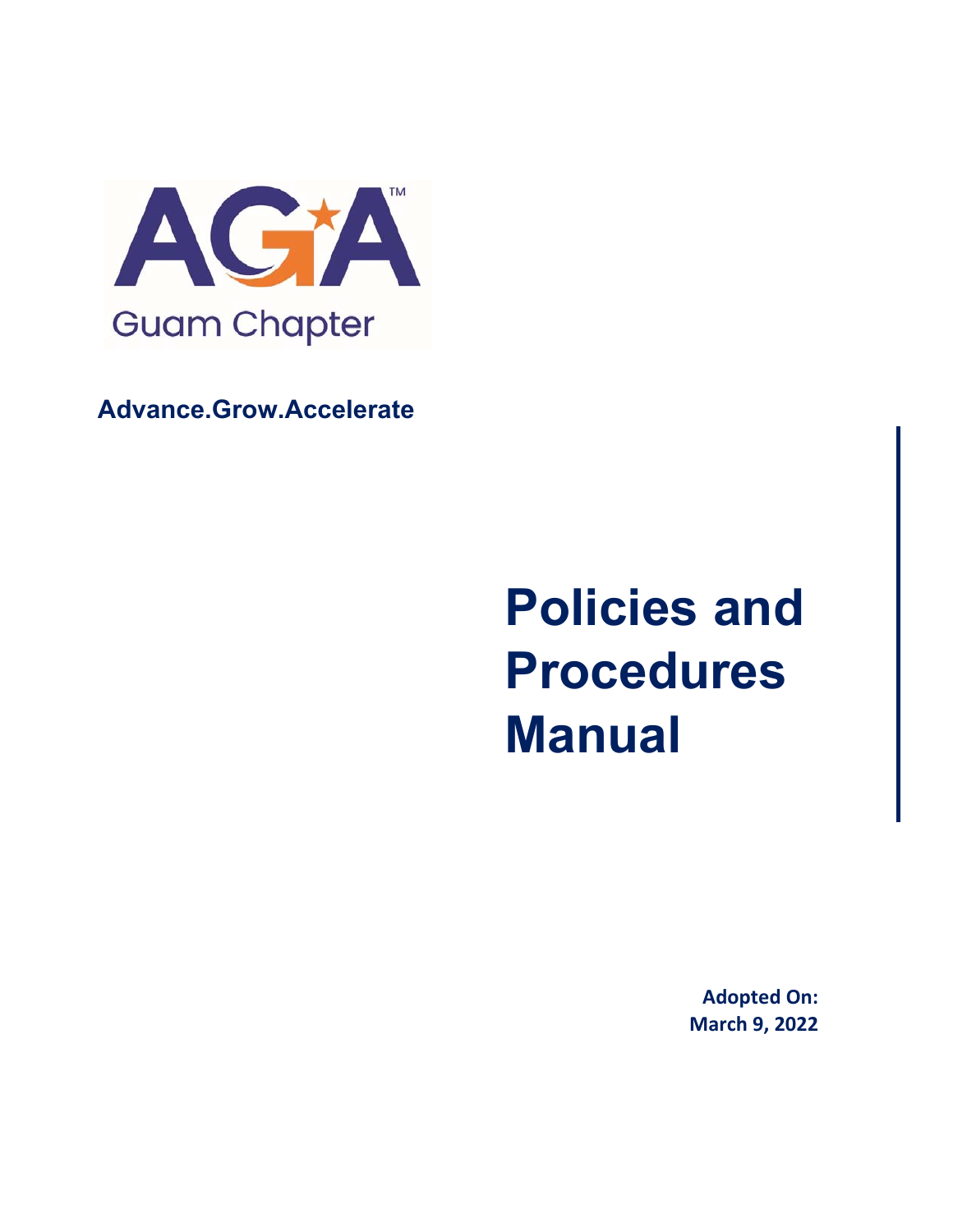AGA™

Guam Chapter

**Advance.Grow.Accelerate**

# Policies and Procedures Manual

**Adopted On:**
**March 9, 2022**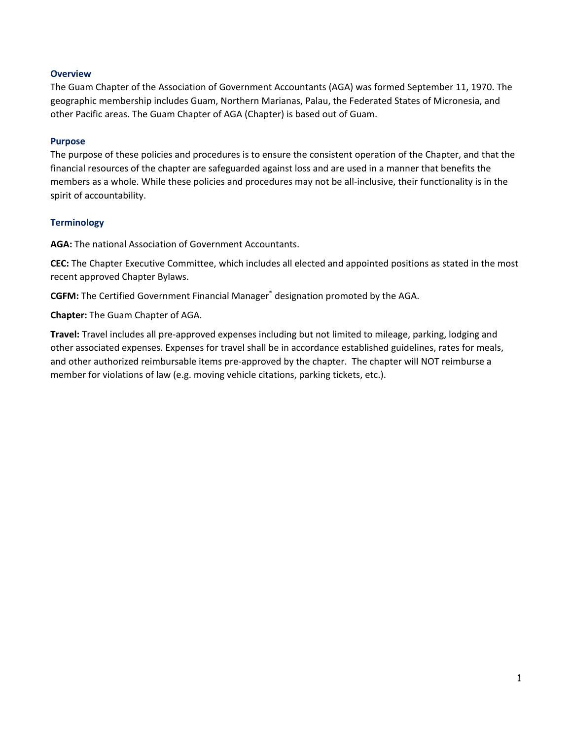### Overview

The Guam Chapter of the Association of Government Accountants (AGA) was formed September 11, 1970. The geographic membership includes Guam, Northern Marianas, Palau, the Federated States of Micronesia, and other Pacific areas. The Guam Chapter of AGA (Chapter) is based out of Guam.

### Purpose

The purpose of these policies and procedures is to ensure the consistent operation of the Chapter, and that the financial resources of the chapter are safeguarded against loss and are used in a manner that benefits the members as a whole. While these policies and procedures may not be all-inclusive, their functionality is in the spirit of accountability.

### Terminology

**AGA:** The national Association of Government Accountants.

**CEC:** The Chapter Executive Committee, which includes all elected and appointed positions as stated in the most recent approved Chapter Bylaws.

**CGFM:** The Certified Government Financial Manager® designation promoted by the AGA.

**Chapter:** The Guam Chapter of AGA.

**Travel:** Travel includes all pre-approved expenses including but not limited to mileage, parking, lodging and other associated expenses. Expenses for travel shall be in accordance established guidelines, rates for meals, and other authorized reimbursable items pre-approved by the chapter. The chapter will NOT reimburse a member for violations of law (e.g. moving vehicle citations, parking tickets, etc.).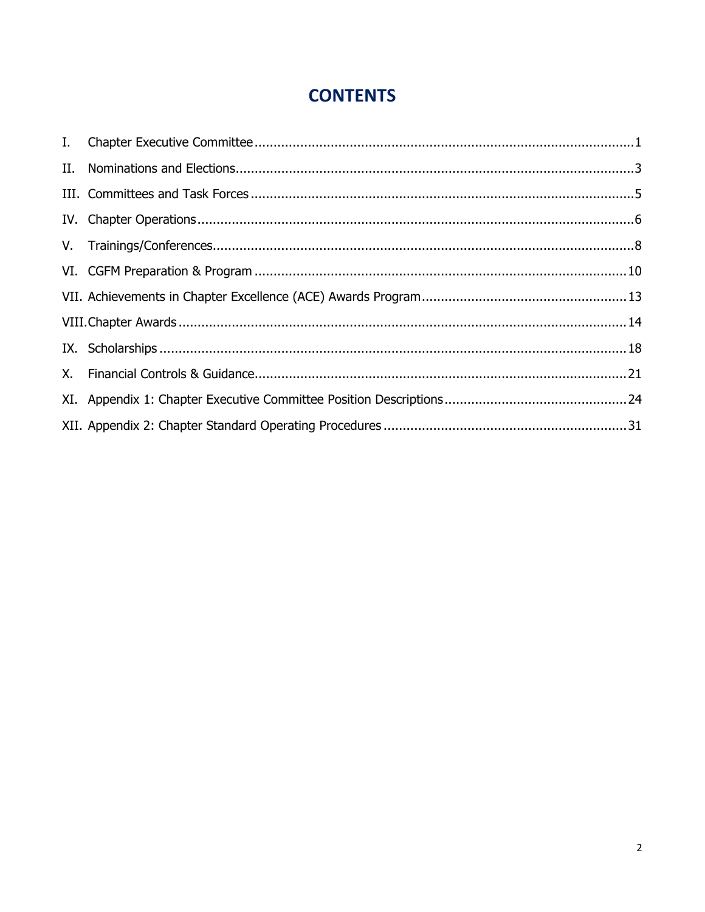# CONTENTS

I. Chapter Executive Committee ........................................ 1

II. Nominations and Elections ........................................ 3

III. Committees and Task Forces ........................................ 5

IV. Chapter Operations ........................................ 6

V. Trainings/Conferences ........................................ 8

VI. CGFM Preparation & Program ........................................ 10

VII. Achievements in Chapter Excellence (ACE) Awards Program ........................................ 13

VIII. Chapter Awards ........................................ 14

IX. Scholarships ........................................ 18

X. Financial Controls & Guidance ........................................ 21

XI. Appendix 1: Chapter Executive Committee Position Descriptions ........................................ 24

XII. Appendix 2: Chapter Standard Operating Procedures ........................................ 31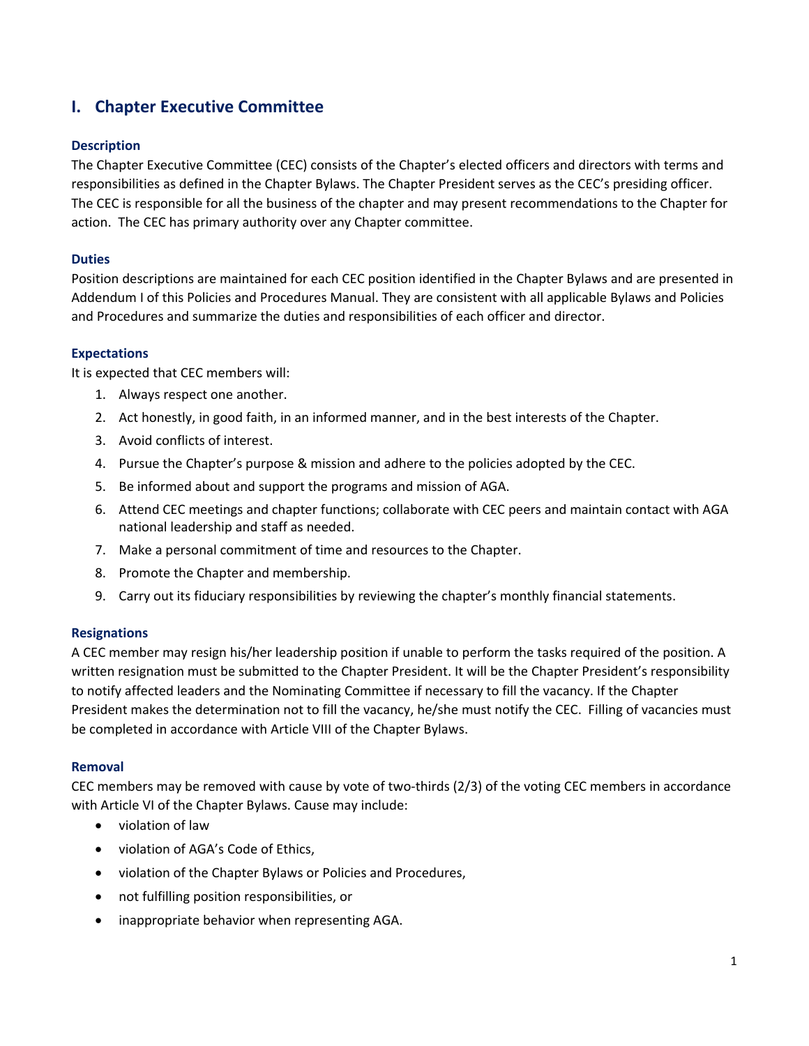# I. Chapter Executive Committee

### Description

The Chapter Executive Committee (CEC) consists of the Chapter's elected officers and directors with terms and responsibilities as defined in the Chapter Bylaws. The Chapter President serves as the CEC's presiding officer. The CEC is responsible for all the business of the chapter and may present recommendations to the Chapter for action. The CEC has primary authority over any Chapter committee.

### Duties

Position descriptions are maintained for each CEC position identified in the Chapter Bylaws and are presented in Addendum I of this Policies and Procedures Manual. They are consistent with all applicable Bylaws and Policies and Procedures and summarize the duties and responsibilities of each officer and director.

### Expectations

It is expected that CEC members will:

1. Always respect one another.
2. Act honestly, in good faith, in an informed manner, and in the best interests of the Chapter.
3. Avoid conflicts of interest.
4. Pursue the Chapter's purpose & mission and adhere to the policies adopted by the CEC.
5. Be informed about and support the programs and mission of AGA.
6. Attend CEC meetings and chapter functions; collaborate with CEC peers and maintain contact with AGA national leadership and staff as needed.
7. Make a personal commitment of time and resources to the Chapter.
8. Promote the Chapter and membership.
9. Carry out its fiduciary responsibilities by reviewing the chapter's monthly financial statements.

### Resignations

A CEC member may resign his/her leadership position if unable to perform the tasks required of the position. A written resignation must be submitted to the Chapter President. It will be the Chapter President's responsibility to notify affected leaders and the Nominating Committee if necessary to fill the vacancy. If the Chapter President makes the determination not to fill the vacancy, he/she must notify the CEC. Filling of vacancies must be completed in accordance with Article VIII of the Chapter Bylaws.

### Removal

CEC members may be removed with cause by vote of two-thirds (2/3) of the voting CEC members in accordance with Article VI of the Chapter Bylaws. Cause may include:

- violation of law
- violation of AGA's Code of Ethics,
- violation of the Chapter Bylaws or Policies and Procedures,
- not fulfilling position responsibilities, or
- inappropriate behavior when representing AGA.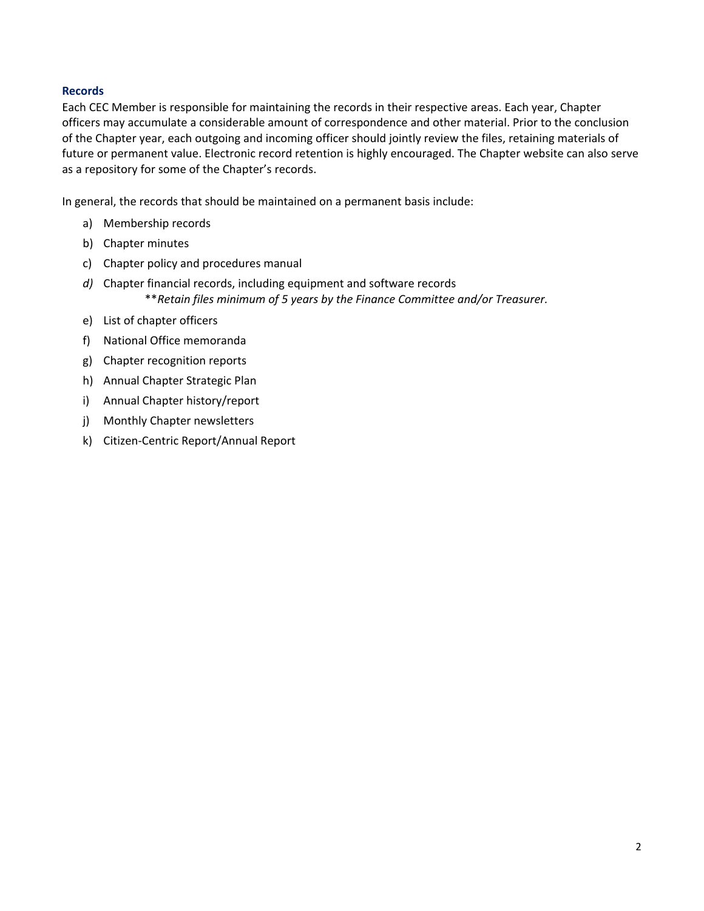### Records

Each CEC Member is responsible for maintaining the records in their respective areas. Each year, Chapter officers may accumulate a considerable amount of correspondence and other material. Prior to the conclusion of the Chapter year, each outgoing and incoming officer should jointly review the files, retaining materials of future or permanent value. Electronic record retention is highly encouraged. The Chapter website can also serve as a repository for some of the Chapter's records.

In general, the records that should be maintained on a permanent basis include:

a) Membership records
b) Chapter minutes
c) Chapter policy and procedures manual
*d)* Chapter financial records, including equipment and software records
    \*\**Retain files minimum of 5 years by the Finance Committee and/or Treasurer.*
e) List of chapter officers
f) National Office memoranda
g) Chapter recognition reports
h) Annual Chapter Strategic Plan
i) Annual Chapter history/report
j) Monthly Chapter newsletters
k) Citizen-Centric Report/Annual Report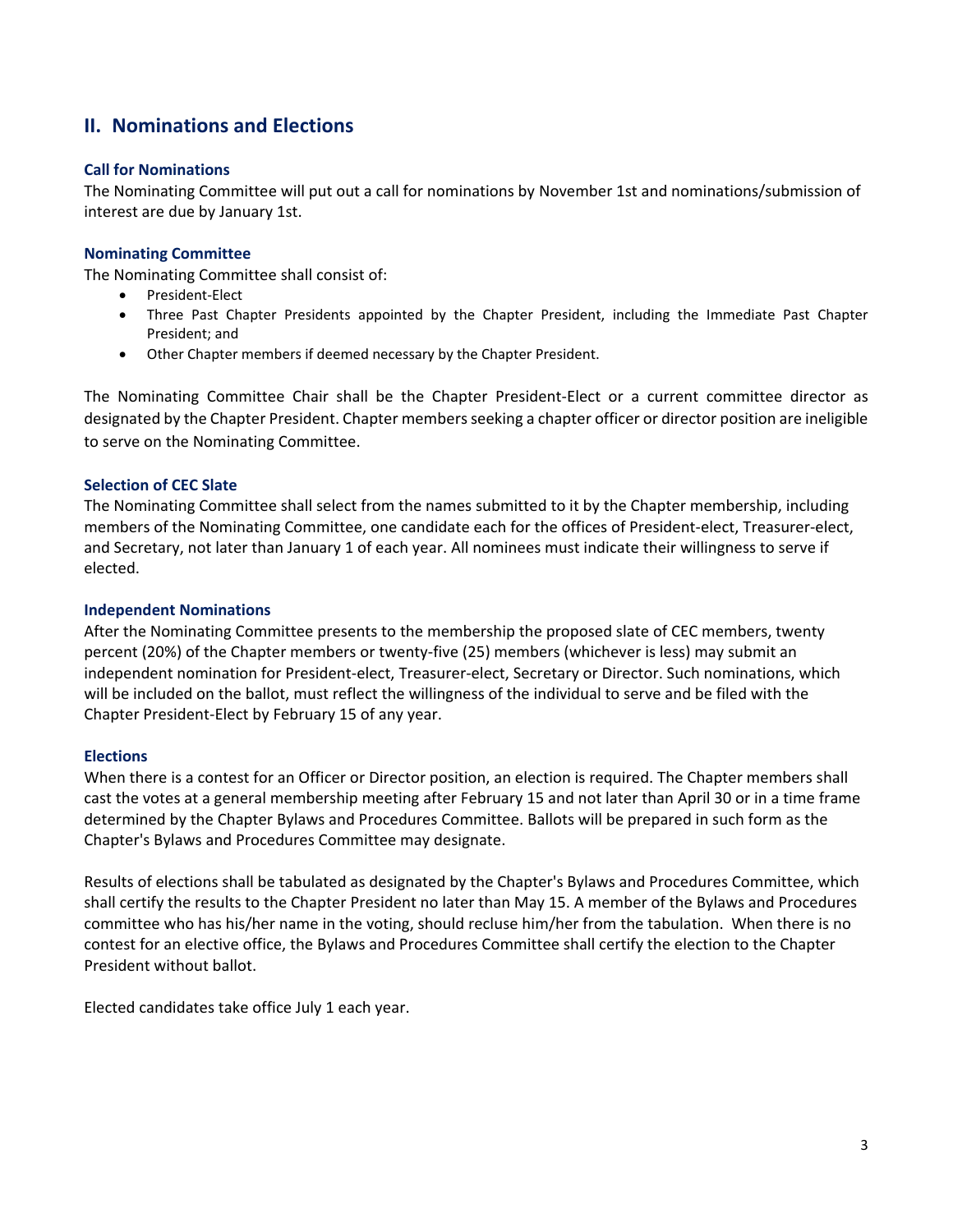## II. Nominations and Elections

### Call for Nominations

The Nominating Committee will put out a call for nominations by November 1st and nominations/submission of interest are due by January 1st.

### Nominating Committee

The Nominating Committee shall consist of:

- President-Elect
- Three Past Chapter Presidents appointed by the Chapter President, including the Immediate Past Chapter President; and
- Other Chapter members if deemed necessary by the Chapter President.

The Nominating Committee Chair shall be the Chapter President-Elect or a current committee director as designated by the Chapter President. Chapter members seeking a chapter officer or director position are ineligible to serve on the Nominating Committee.

### Selection of CEC Slate

The Nominating Committee shall select from the names submitted to it by the Chapter membership, including members of the Nominating Committee, one candidate each for the offices of President-elect, Treasurer-elect, and Secretary, not later than January 1 of each year. All nominees must indicate their willingness to serve if elected.

### Independent Nominations

After the Nominating Committee presents to the membership the proposed slate of CEC members, twenty percent (20%) of the Chapter members or twenty-five (25) members (whichever is less) may submit an independent nomination for President-elect, Treasurer-elect, Secretary or Director. Such nominations, which will be included on the ballot, must reflect the willingness of the individual to serve and be filed with the Chapter President-Elect by February 15 of any year.

### Elections

When there is a contest for an Officer or Director position, an election is required. The Chapter members shall cast the votes at a general membership meeting after February 15 and not later than April 30 or in a time frame determined by the Chapter Bylaws and Procedures Committee. Ballots will be prepared in such form as the Chapter's Bylaws and Procedures Committee may designate.

Results of elections shall be tabulated as designated by the Chapter's Bylaws and Procedures Committee, which shall certify the results to the Chapter President no later than May 15. A member of the Bylaws and Procedures committee who has his/her name in the voting, should recluse him/her from the tabulation. When there is no contest for an elective office, the Bylaws and Procedures Committee shall certify the election to the Chapter President without ballot.

Elected candidates take office July 1 each year.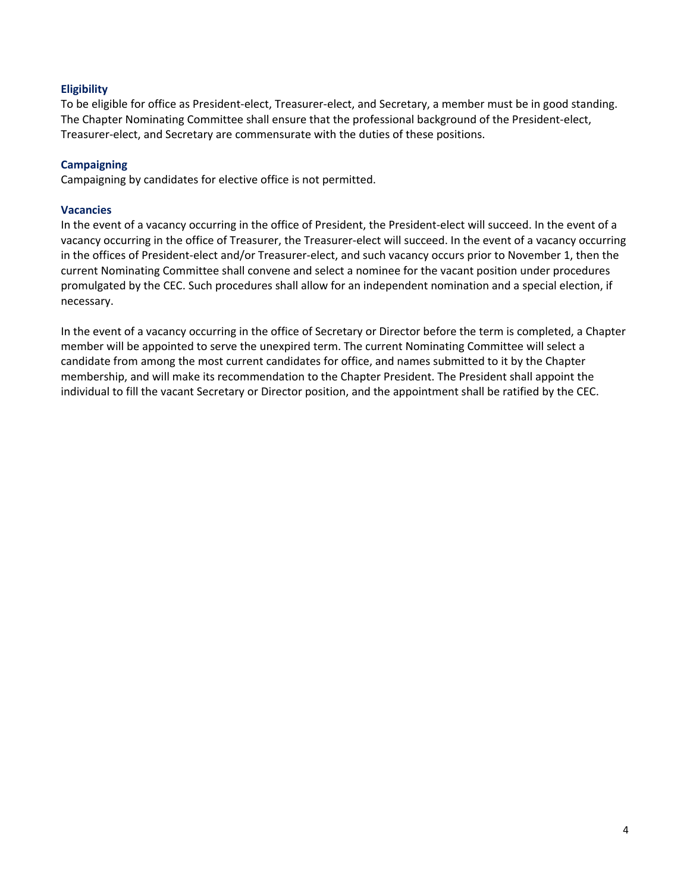### Eligibility

To be eligible for office as President-elect, Treasurer-elect, and Secretary, a member must be in good standing. The Chapter Nominating Committee shall ensure that the professional background of the President-elect, Treasurer-elect, and Secretary are commensurate with the duties of these positions.

### Campaigning

Campaigning by candidates for elective office is not permitted.

### Vacancies

In the event of a vacancy occurring in the office of President, the President-elect will succeed. In the event of a vacancy occurring in the office of Treasurer, the Treasurer-elect will succeed. In the event of a vacancy occurring in the offices of President-elect and/or Treasurer-elect, and such vacancy occurs prior to November 1, then the current Nominating Committee shall convene and select a nominee for the vacant position under procedures promulgated by the CEC. Such procedures shall allow for an independent nomination and a special election, if necessary.

In the event of a vacancy occurring in the office of Secretary or Director before the term is completed, a Chapter member will be appointed to serve the unexpired term. The current Nominating Committee will select a candidate from among the most current candidates for office, and names submitted to it by the Chapter membership, and will make its recommendation to the Chapter President. The President shall appoint the individual to fill the vacant Secretary or Director position, and the appointment shall be ratified by the CEC.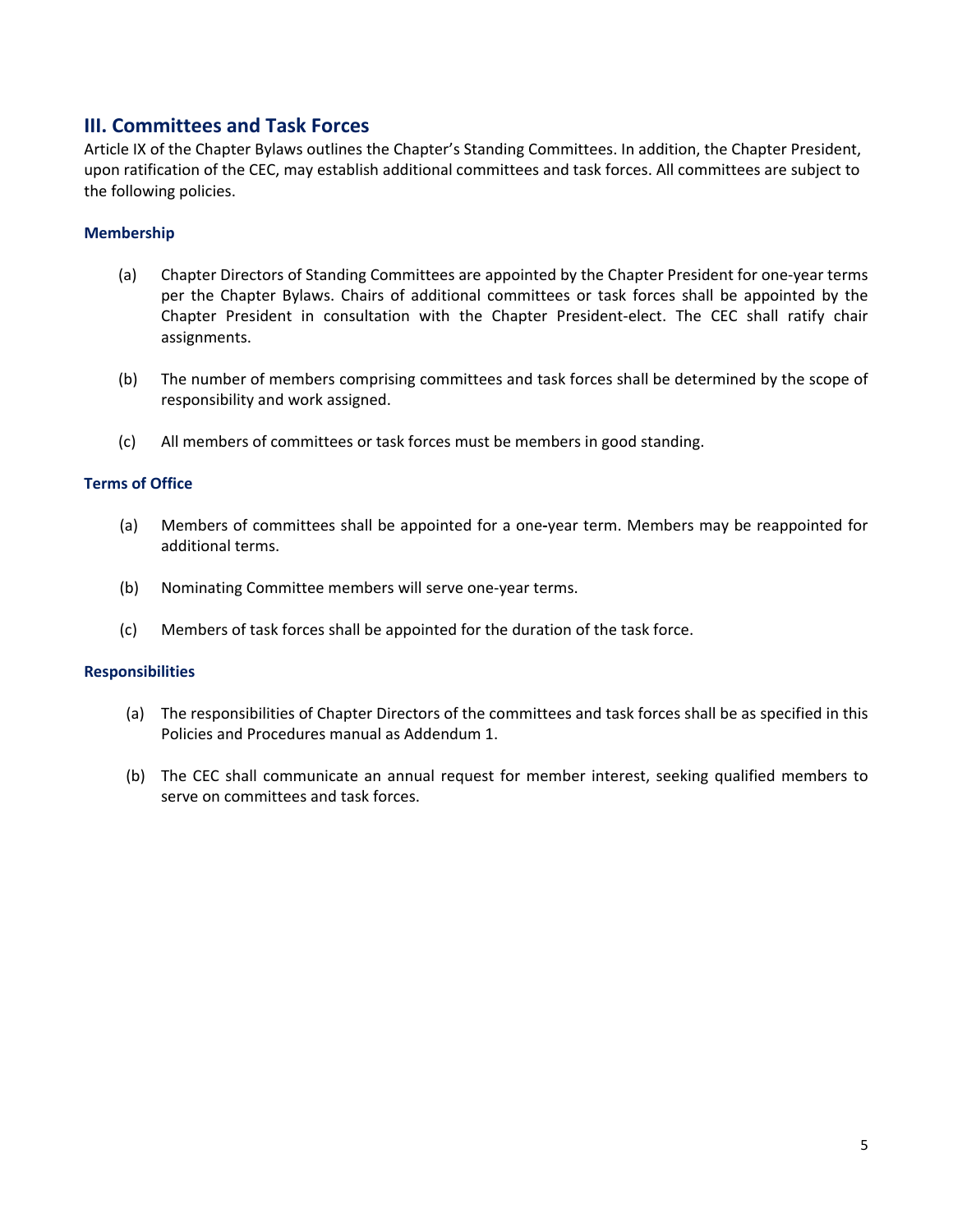## III. Committees and Task Forces

Article IX of the Chapter Bylaws outlines the Chapter's Standing Committees. In addition, the Chapter President, upon ratification of the CEC, may establish additional committees and task forces. All committees are subject to the following policies.

### Membership

(a) Chapter Directors of Standing Committees are appointed by the Chapter President for one-year terms per the Chapter Bylaws. Chairs of additional committees or task forces shall be appointed by the Chapter President in consultation with the Chapter President-elect. The CEC shall ratify chair assignments.

(b) The number of members comprising committees and task forces shall be determined by the scope of responsibility and work assigned.

(c) All members of committees or task forces must be members in good standing.

### Terms of Office

(a) Members of committees shall be appointed for a one-year term. Members may be reappointed for additional terms.

(b) Nominating Committee members will serve one-year terms.

(c) Members of task forces shall be appointed for the duration of the task force.

### Responsibilities

(a) The responsibilities of Chapter Directors of the committees and task forces shall be as specified in this Policies and Procedures manual as Addendum 1.

(b) The CEC shall communicate an annual request for member interest, seeking qualified members to serve on committees and task forces.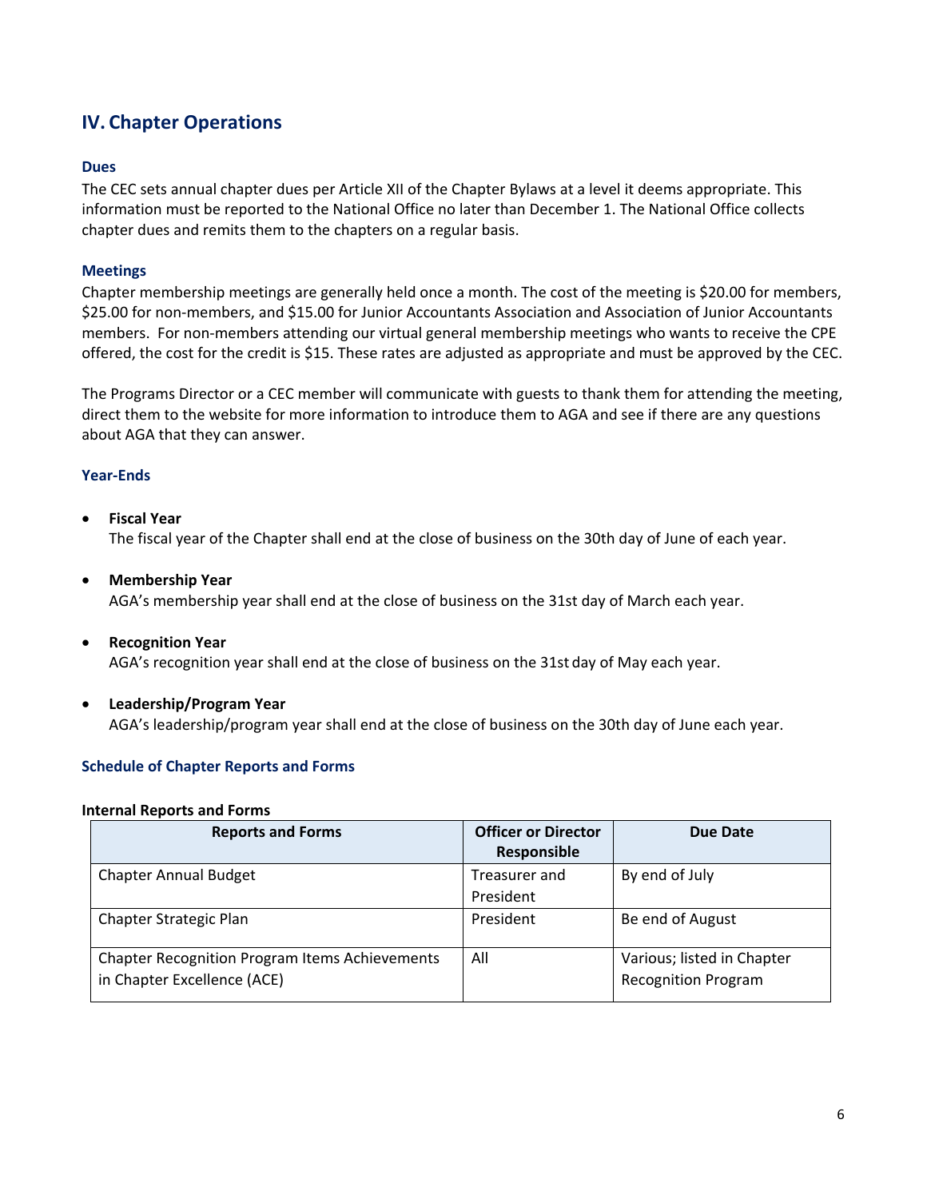## IV. Chapter Operations

### Dues

The CEC sets annual chapter dues per Article XII of the Chapter Bylaws at a level it deems appropriate. This information must be reported to the National Office no later than December 1. The National Office collects chapter dues and remits them to the chapters on a regular basis.

### Meetings

Chapter membership meetings are generally held once a month. The cost of the meeting is $20.00 for members, $25.00 for non-members, and $15.00 for Junior Accountants Association and Association of Junior Accountants members. For non-members attending our virtual general membership meetings who wants to receive the CPE offered, the cost for the credit is $15. These rates are adjusted as appropriate and must be approved by the CEC.

The Programs Director or a CEC member will communicate with guests to thank them for attending the meeting, direct them to the website for more information to introduce them to AGA and see if there are any questions about AGA that they can answer.

### Year-Ends

- **Fiscal Year**
  The fiscal year of the Chapter shall end at the close of business on the 30th day of June of each year.

- **Membership Year**
  AGA's membership year shall end at the close of business on the 31st day of March each year.

- **Recognition Year**
  AGA's recognition year shall end at the close of business on the 31st day of May each year.

- **Leadership/Program Year**
  AGA's leadership/program year shall end at the close of business on the 30th day of June each year.

### Schedule of Chapter Reports and Forms

**Internal Reports and Forms**

| Reports and Forms | Officer or Director Responsible | Due Date |
| --- | --- | --- |
| Chapter Annual Budget | Treasurer and President | By end of July |
| Chapter Strategic Plan | President | Be end of August |
| Chapter Recognition Program Items Achievements in Chapter Excellence (ACE) | All | Various; listed in Chapter Recognition Program |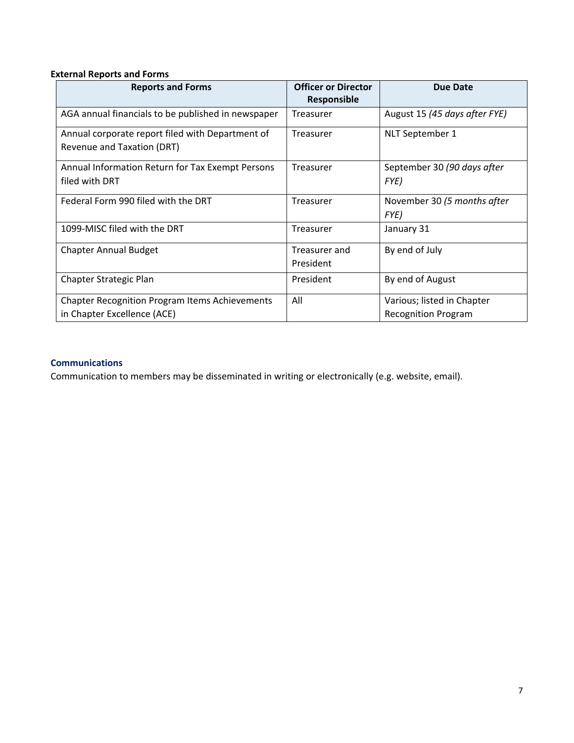**External Reports and Forms**

| Reports and Forms | Officer or Director Responsible | Due Date |
| --- | --- | --- |
| AGA annual financials to be published in newspaper | Treasurer | August 15 *(45 days after FYE)* |
| Annual corporate report filed with Department of Revenue and Taxation (DRT) | Treasurer | NLT September 1 |
| Annual Information Return for Tax Exempt Persons filed with DRT | Treasurer | September 30 *(90 days after FYE)* |
| Federal Form 990 filed with the DRT | Treasurer | November 30 *(5 months after FYE)* |
| 1099-MISC filed with the DRT | Treasurer | January 31 |
| Chapter Annual Budget | Treasurer and President | By end of July |
| Chapter Strategic Plan | President | By end of August |
| Chapter Recognition Program Items Achievements in Chapter Excellence (ACE) | All | Various; listed in Chapter Recognition Program |

### Communications

Communication to members may be disseminated in writing or electronically (e.g. website, email).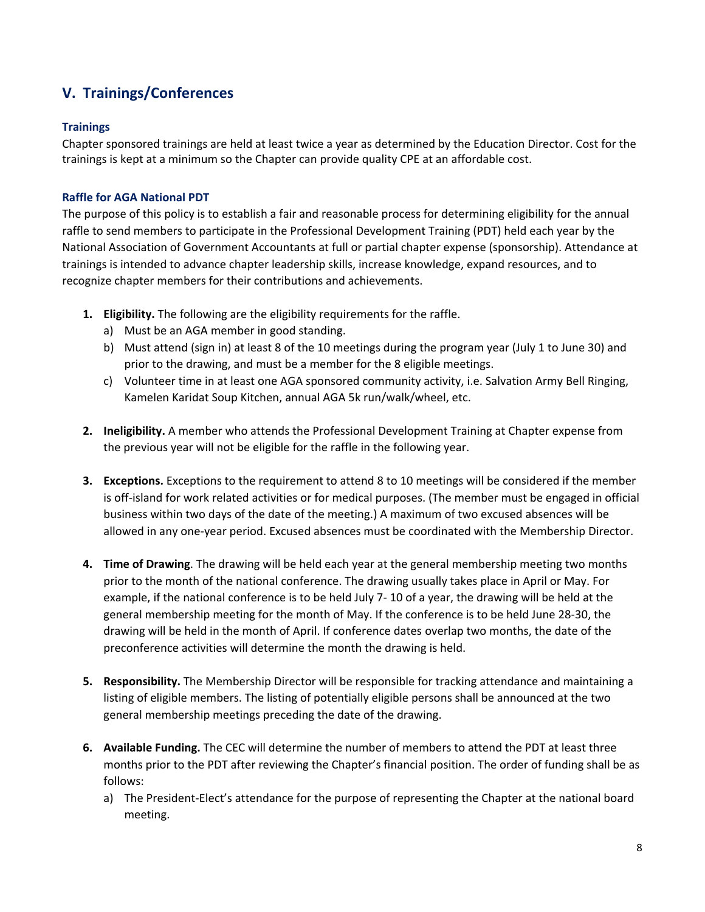## V. Trainings/Conferences

### Trainings

Chapter sponsored trainings are held at least twice a year as determined by the Education Director. Cost for the trainings is kept at a minimum so the Chapter can provide quality CPE at an affordable cost.

### Raffle for AGA National PDT

The purpose of this policy is to establish a fair and reasonable process for determining eligibility for the annual raffle to send members to participate in the Professional Development Training (PDT) held each year by the National Association of Government Accountants at full or partial chapter expense (sponsorship). Attendance at trainings is intended to advance chapter leadership skills, increase knowledge, expand resources, and to recognize chapter members for their contributions and achievements.

1. **Eligibility.** The following are the eligibility requirements for the raffle.
   a) Must be an AGA member in good standing.
   b) Must attend (sign in) at least 8 of the 10 meetings during the program year (July 1 to June 30) and prior to the drawing, and must be a member for the 8 eligible meetings.
   c) Volunteer time in at least one AGA sponsored community activity, i.e. Salvation Army Bell Ringing, Kamelen Karidat Soup Kitchen, annual AGA 5k run/walk/wheel, etc.

2. **Ineligibility.** A member who attends the Professional Development Training at Chapter expense from the previous year will not be eligible for the raffle in the following year.

3. **Exceptions.** Exceptions to the requirement to attend 8 to 10 meetings will be considered if the member is off-island for work related activities or for medical purposes. (The member must be engaged in official business within two days of the date of the meeting.) A maximum of two excused absences will be allowed in any one-year period. Excused absences must be coordinated with the Membership Director.

4. **Time of Drawing**. The drawing will be held each year at the general membership meeting two months prior to the month of the national conference. The drawing usually takes place in April or May. For example, if the national conference is to be held July 7- 10 of a year, the drawing will be held at the general membership meeting for the month of May. If the conference is to be held June 28-30, the drawing will be held in the month of April. If conference dates overlap two months, the date of the preconference activities will determine the month the drawing is held.

5. **Responsibility.** The Membership Director will be responsible for tracking attendance and maintaining a listing of eligible members. The listing of potentially eligible persons shall be announced at the two general membership meetings preceding the date of the drawing.

6. **Available Funding.** The CEC will determine the number of members to attend the PDT at least three months prior to the PDT after reviewing the Chapter's financial position. The order of funding shall be as follows:
   a) The President-Elect's attendance for the purpose of representing the Chapter at the national board meeting.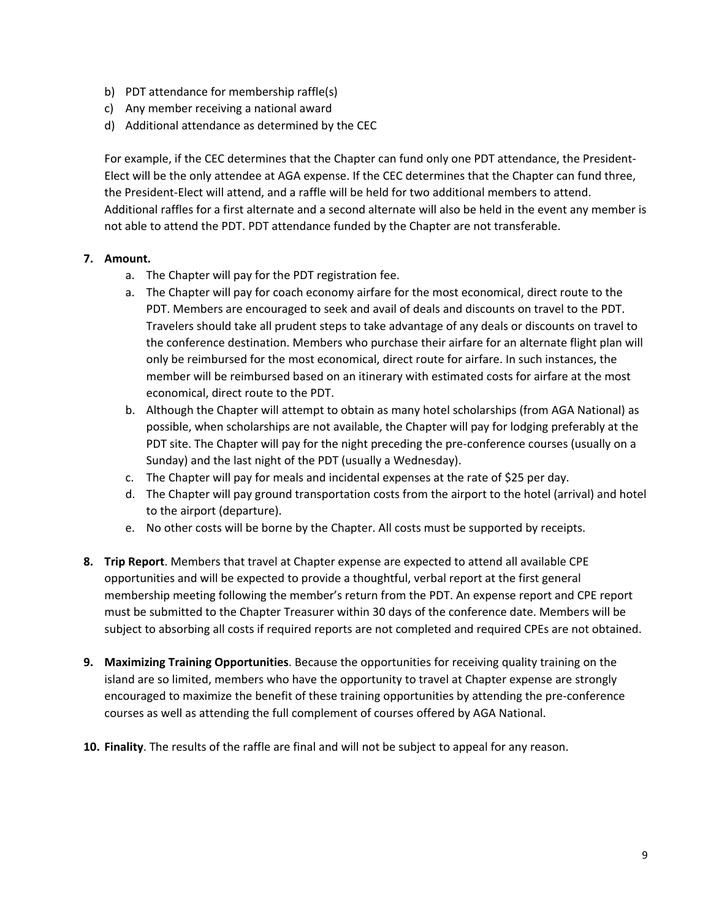b) PDT attendance for membership raffle(s)
c) Any member receiving a national award
d) Additional attendance as determined by the CEC

For example, if the CEC determines that the Chapter can fund only one PDT attendance, the President-Elect will be the only attendee at AGA expense. If the CEC determines that the Chapter can fund three, the President-Elect will attend, and a raffle will be held for two additional members to attend. Additional raffles for a first alternate and a second alternate will also be held in the event any member is not able to attend the PDT. PDT attendance funded by the Chapter are not transferable.

**7. Amount.**

a. The Chapter will pay for the PDT registration fee.
a. The Chapter will pay for coach economy airfare for the most economical, direct route to the PDT. Members are encouraged to seek and avail of deals and discounts on travel to the PDT. Travelers should take all prudent steps to take advantage of any deals or discounts on travel to the conference destination. Members who purchase their airfare for an alternate flight plan will only be reimbursed for the most economical, direct route for airfare. In such instances, the member will be reimbursed based on an itinerary with estimated costs for airfare at the most economical, direct route to the PDT.
b. Although the Chapter will attempt to obtain as many hotel scholarships (from AGA National) as possible, when scholarships are not available, the Chapter will pay for lodging preferably at the PDT site. The Chapter will pay for the night preceding the pre-conference courses (usually on a Sunday) and the last night of the PDT (usually a Wednesday).
c. The Chapter will pay for meals and incidental expenses at the rate of $25 per day.
d. The Chapter will pay ground transportation costs from the airport to the hotel (arrival) and hotel to the airport (departure).
e. No other costs will be borne by the Chapter. All costs must be supported by receipts.

**8. Trip Report**. Members that travel at Chapter expense are expected to attend all available CPE opportunities and will be expected to provide a thoughtful, verbal report at the first general membership meeting following the member's return from the PDT. An expense report and CPE report must be submitted to the Chapter Treasurer within 30 days of the conference date. Members will be subject to absorbing all costs if required reports are not completed and required CPEs are not obtained.

**9. Maximizing Training Opportunities**. Because the opportunities for receiving quality training on the island are so limited, members who have the opportunity to travel at Chapter expense are strongly encouraged to maximize the benefit of these training opportunities by attending the pre-conference courses as well as attending the full complement of courses offered by AGA National.

**10. Finality**. The results of the raffle are final and will not be subject to appeal for any reason.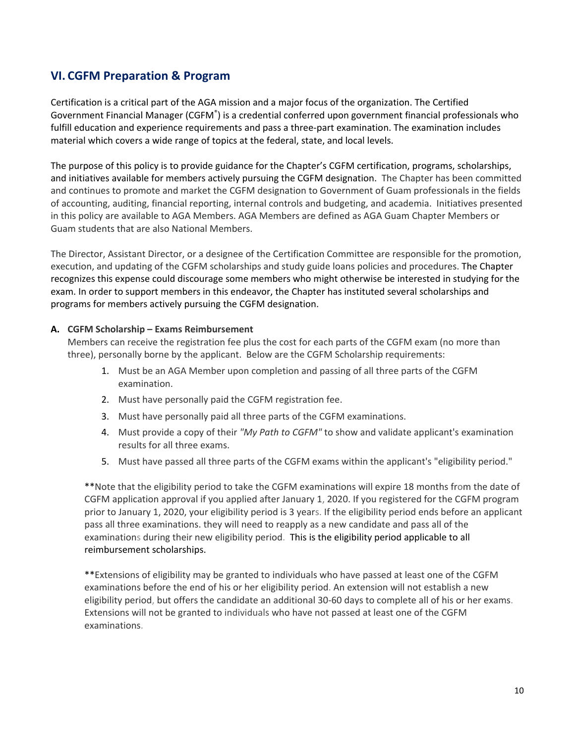## VI. CGFM Preparation & Program

Certification is a critical part of the AGA mission and a major focus of the organization. The Certified Government Financial Manager (CGFM®) is a credential conferred upon government financial professionals who fulfill education and experience requirements and pass a three-part examination. The examination includes material which covers a wide range of topics at the federal, state, and local levels.

The purpose of this policy is to provide guidance for the Chapter's CGFM certification, programs, scholarships, and initiatives available for members actively pursuing the CGFM designation. The Chapter has been committed and continues to promote and market the CGFM designation to Government of Guam professionals in the fields of accounting, auditing, financial reporting, internal controls and budgeting, and academia. Initiatives presented in this policy are available to AGA Members. AGA Members are defined as AGA Guam Chapter Members or Guam students that are also National Members.

The Director, Assistant Director, or a designee of the Certification Committee are responsible for the promotion, execution, and updating of the CGFM scholarships and study guide loans policies and procedures. The Chapter recognizes this expense could discourage some members who might otherwise be interested in studying for the exam. In order to support members in this endeavor, the Chapter has instituted several scholarships and programs for members actively pursuing the CGFM designation.

**A. CGFM Scholarship – Exams Reimbursement**

Members can receive the registration fee plus the cost for each parts of the CGFM exam (no more than three), personally borne by the applicant. Below are the CGFM Scholarship requirements:

1. Must be an AGA Member upon completion and passing of all three parts of the CGFM examination.
2. Must have personally paid the CGFM registration fee.
3. Must have personally paid all three parts of the CGFM examinations.
4. Must provide a copy of their *"My Path to CGFM"* to show and validate applicant's examination results for all three exams.
5. Must have passed all three parts of the CGFM exams within the applicant's "eligibility period."

**Note that the eligibility period to take the CGFM examinations will expire 18 months from the date of CGFM application approval if you applied after January 1, 2020. If you registered for the CGFM program prior to January 1, 2020, your eligibility period is 3 years. If the eligibility period ends before an applicant pass all three examinations. they will need to reapply as a new candidate and pass all of the examinations during their new eligibility period. This is the eligibility period applicable to all reimbursement scholarships.

**Extensions of eligibility may be granted to individuals who have passed at least one of the CGFM examinations before the end of his or her eligibility period. An extension will not establish a new eligibility period, but offers the candidate an additional 30-60 days to complete all of his or her exams. Extensions will not be granted to individuals who have not passed at least one of the CGFM examinations.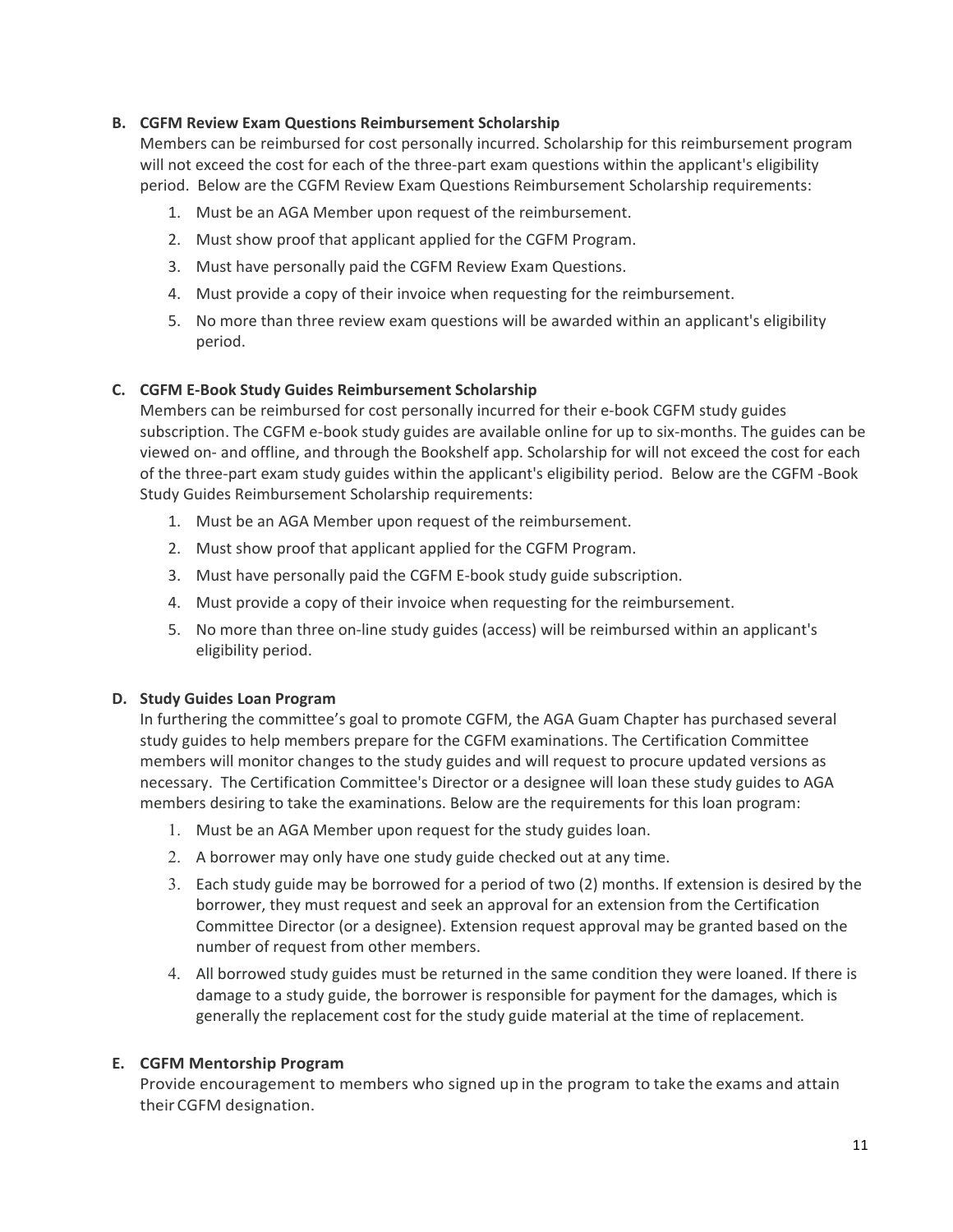**B. CGFM Review Exam Questions Reimbursement Scholarship**

Members can be reimbursed for cost personally incurred. Scholarship for this reimbursement program will not exceed the cost for each of the three-part exam questions within the applicant's eligibility period. Below are the CGFM Review Exam Questions Reimbursement Scholarship requirements:

1. Must be an AGA Member upon request of the reimbursement.
2. Must show proof that applicant applied for the CGFM Program.
3. Must have personally paid the CGFM Review Exam Questions.
4. Must provide a copy of their invoice when requesting for the reimbursement.
5. No more than three review exam questions will be awarded within an applicant's eligibility period.

**C. CGFM E-Book Study Guides Reimbursement Scholarship**

Members can be reimbursed for cost personally incurred for their e-book CGFM study guides subscription. The CGFM e-book study guides are available online for up to six-months. The guides can be viewed on- and offline, and through the Bookshelf app. Scholarship for will not exceed the cost for each of the three-part exam study guides within the applicant's eligibility period. Below are the CGFM -Book Study Guides Reimbursement Scholarship requirements:

1. Must be an AGA Member upon request of the reimbursement.
2. Must show proof that applicant applied for the CGFM Program.
3. Must have personally paid the CGFM E-book study guide subscription.
4. Must provide a copy of their invoice when requesting for the reimbursement.
5. No more than three on-line study guides (access) will be reimbursed within an applicant's eligibility period.

**D. Study Guides Loan Program**

In furthering the committee's goal to promote CGFM, the AGA Guam Chapter has purchased several study guides to help members prepare for the CGFM examinations. The Certification Committee members will monitor changes to the study guides and will request to procure updated versions as necessary. The Certification Committee's Director or a designee will loan these study guides to AGA members desiring to take the examinations. Below are the requirements for this loan program:

1. Must be an AGA Member upon request for the study guides loan.
2. A borrower may only have one study guide checked out at any time.
3. Each study guide may be borrowed for a period of two (2) months. If extension is desired by the borrower, they must request and seek an approval for an extension from the Certification Committee Director (or a designee). Extension request approval may be granted based on the number of request from other members.
4. All borrowed study guides must be returned in the same condition they were loaned. If there is damage to a study guide, the borrower is responsible for payment for the damages, which is generally the replacement cost for the study guide material at the time of replacement.

**E. CGFM Mentorship Program**

Provide encouragement to members who signed up in the program to take the exams and attain their CGFM designation.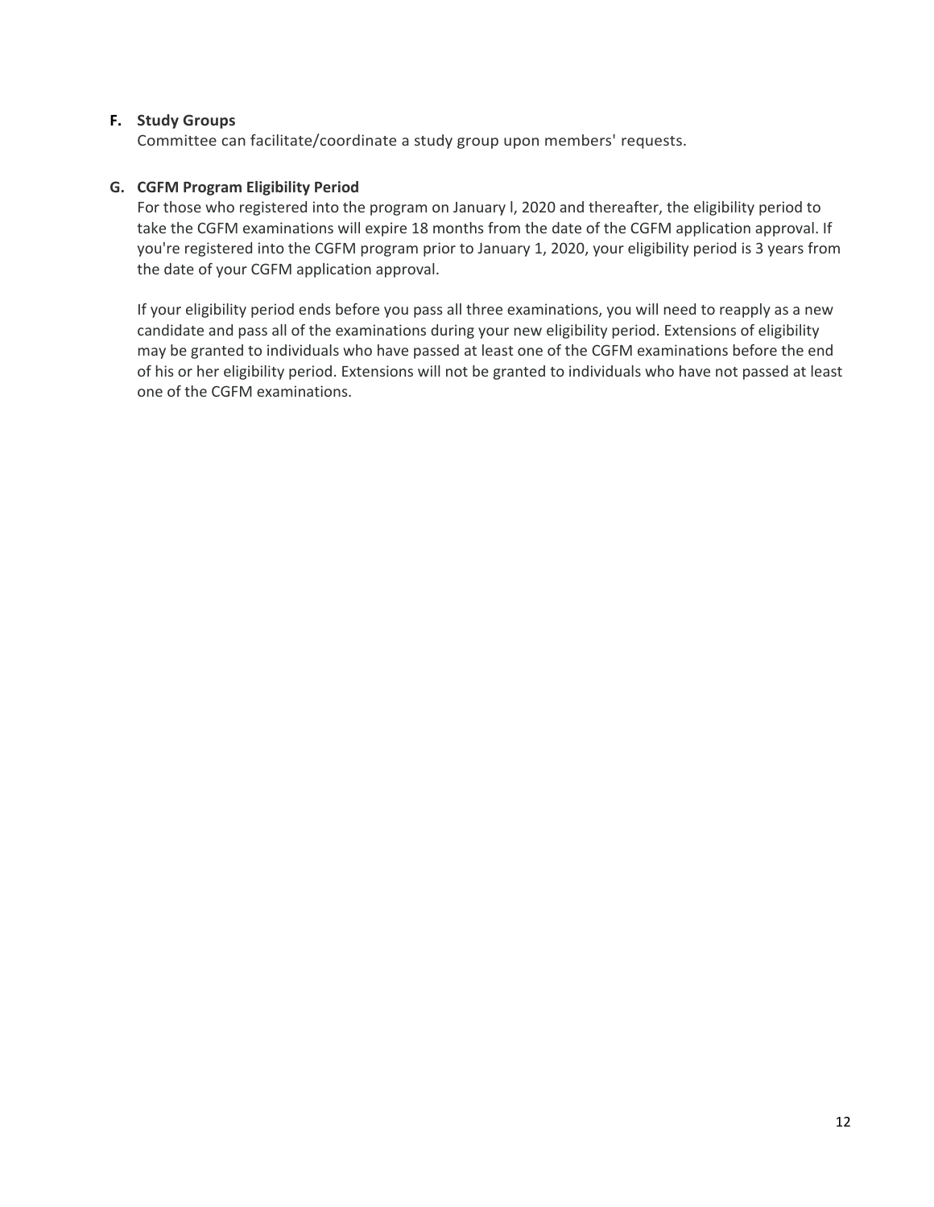**F. Study Groups**

Committee can facilitate/coordinate a study group upon members' requests.

**G. CGFM Program Eligibility Period**

For those who registered into the program on January l, 2020 and thereafter, the eligibility period to take the CGFM examinations will expire 18 months from the date of the CGFM application approval. If you're registered into the CGFM program prior to January 1, 2020, your eligibility period is 3 years from the date of your CGFM application approval.

If your eligibility period ends before you pass all three examinations, you will need to reapply as a new candidate and pass all of the examinations during your new eligibility period. Extensions of eligibility may be granted to individuals who have passed at least one of the CGFM examinations before the end of his or her eligibility period. Extensions will not be granted to individuals who have not passed at least one of the CGFM examinations.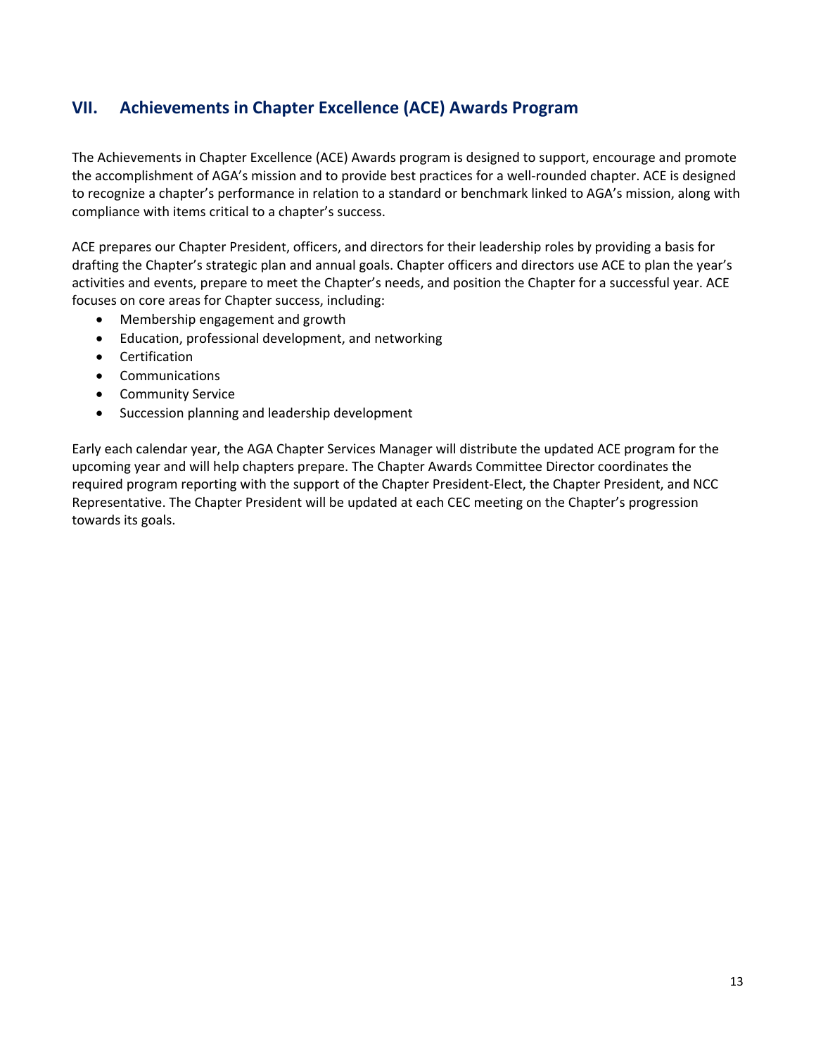## VII. Achievements in Chapter Excellence (ACE) Awards Program

The Achievements in Chapter Excellence (ACE) Awards program is designed to support, encourage and promote the accomplishment of AGA's mission and to provide best practices for a well-rounded chapter. ACE is designed to recognize a chapter's performance in relation to a standard or benchmark linked to AGA's mission, along with compliance with items critical to a chapter's success.

ACE prepares our Chapter President, officers, and directors for their leadership roles by providing a basis for drafting the Chapter's strategic plan and annual goals. Chapter officers and directors use ACE to plan the year's activities and events, prepare to meet the Chapter's needs, and position the Chapter for a successful year. ACE focuses on core areas for Chapter success, including:

- Membership engagement and growth
- Education, professional development, and networking
- Certification
- Communications
- Community Service
- Succession planning and leadership development

Early each calendar year, the AGA Chapter Services Manager will distribute the updated ACE program for the upcoming year and will help chapters prepare. The Chapter Awards Committee Director coordinates the required program reporting with the support of the Chapter President-Elect, the Chapter President, and NCC Representative. The Chapter President will be updated at each CEC meeting on the Chapter's progression towards its goals.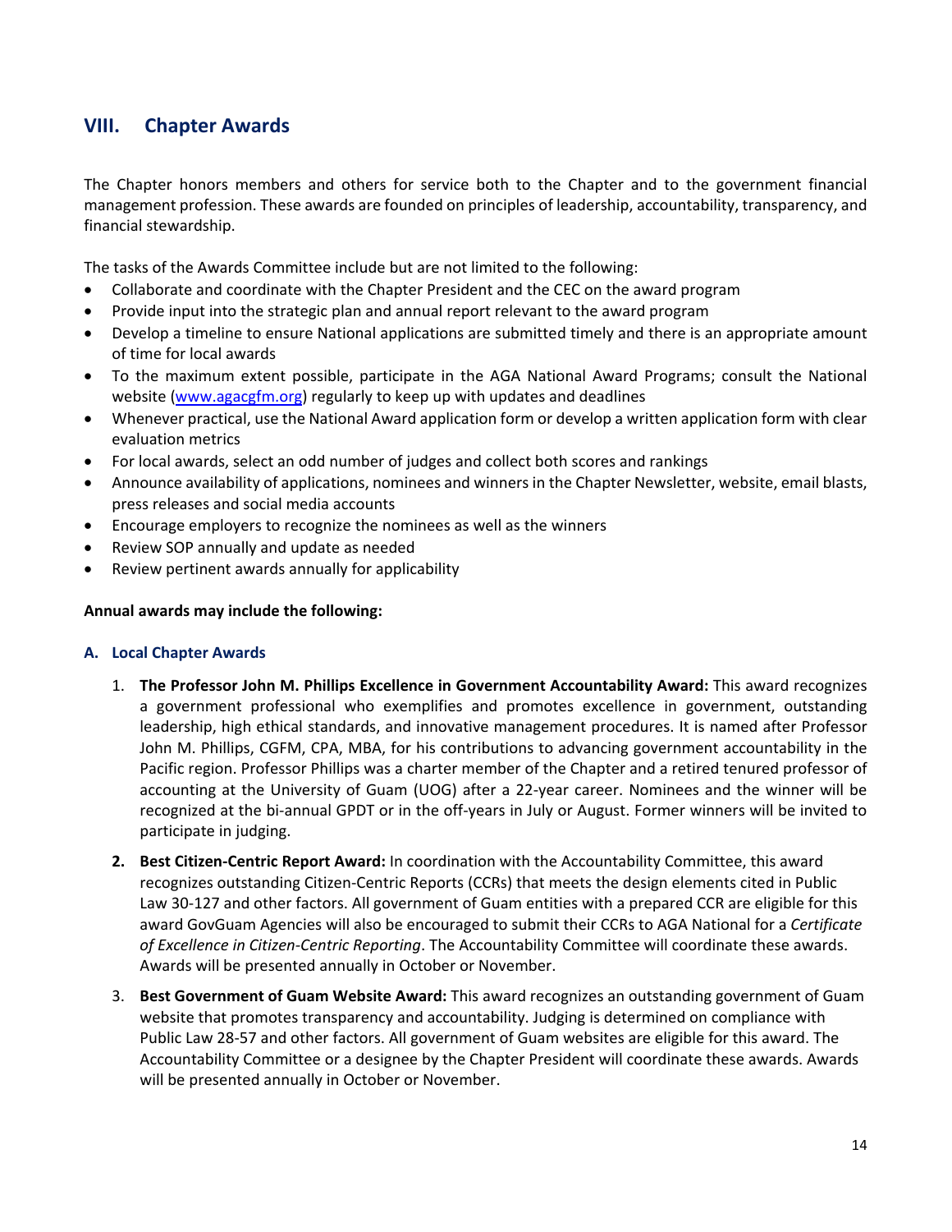## VIII. Chapter Awards

The Chapter honors members and others for service both to the Chapter and to the government financial management profession. These awards are founded on principles of leadership, accountability, transparency, and financial stewardship.

The tasks of the Awards Committee include but are not limited to the following:

- Collaborate and coordinate with the Chapter President and the CEC on the award program
- Provide input into the strategic plan and annual report relevant to the award program
- Develop a timeline to ensure National applications are submitted timely and there is an appropriate amount of time for local awards
- To the maximum extent possible, participate in the AGA National Award Programs; consult the National website ([www.agacgfm.org](www.agacgfm.org)) regularly to keep up with updates and deadlines
- Whenever practical, use the National Award application form or develop a written application form with clear evaluation metrics
- For local awards, select an odd number of judges and collect both scores and rankings
- Announce availability of applications, nominees and winners in the Chapter Newsletter, website, email blasts, press releases and social media accounts
- Encourage employers to recognize the nominees as well as the winners
- Review SOP annually and update as needed
- Review pertinent awards annually for applicability

**Annual awards may include the following:**

### A. Local Chapter Awards

1. **The Professor John M. Phillips Excellence in Government Accountability Award:** This award recognizes a government professional who exemplifies and promotes excellence in government, outstanding leadership, high ethical standards, and innovative management procedures. It is named after Professor John M. Phillips, CGFM, CPA, MBA, for his contributions to advancing government accountability in the Pacific region. Professor Phillips was a charter member of the Chapter and a retired tenured professor of accounting at the University of Guam (UOG) after a 22-year career. Nominees and the winner will be recognized at the bi-annual GPDT or in the off-years in July or August. Former winners will be invited to participate in judging.

2. **Best Citizen-Centric Report Award:** In coordination with the Accountability Committee, this award recognizes outstanding Citizen-Centric Reports (CCRs) that meets the design elements cited in Public Law 30-127 and other factors. All government of Guam entities with a prepared CCR are eligible for this award GovGuam Agencies will also be encouraged to submit their CCRs to AGA National for a *Certificate of Excellence in Citizen-Centric Reporting*. The Accountability Committee will coordinate these awards. Awards will be presented annually in October or November.

3. **Best Government of Guam Website Award:** This award recognizes an outstanding government of Guam website that promotes transparency and accountability. Judging is determined on compliance with Public Law 28-57 and other factors. All government of Guam websites are eligible for this award. The Accountability Committee or a designee by the Chapter President will coordinate these awards. Awards will be presented annually in October or November.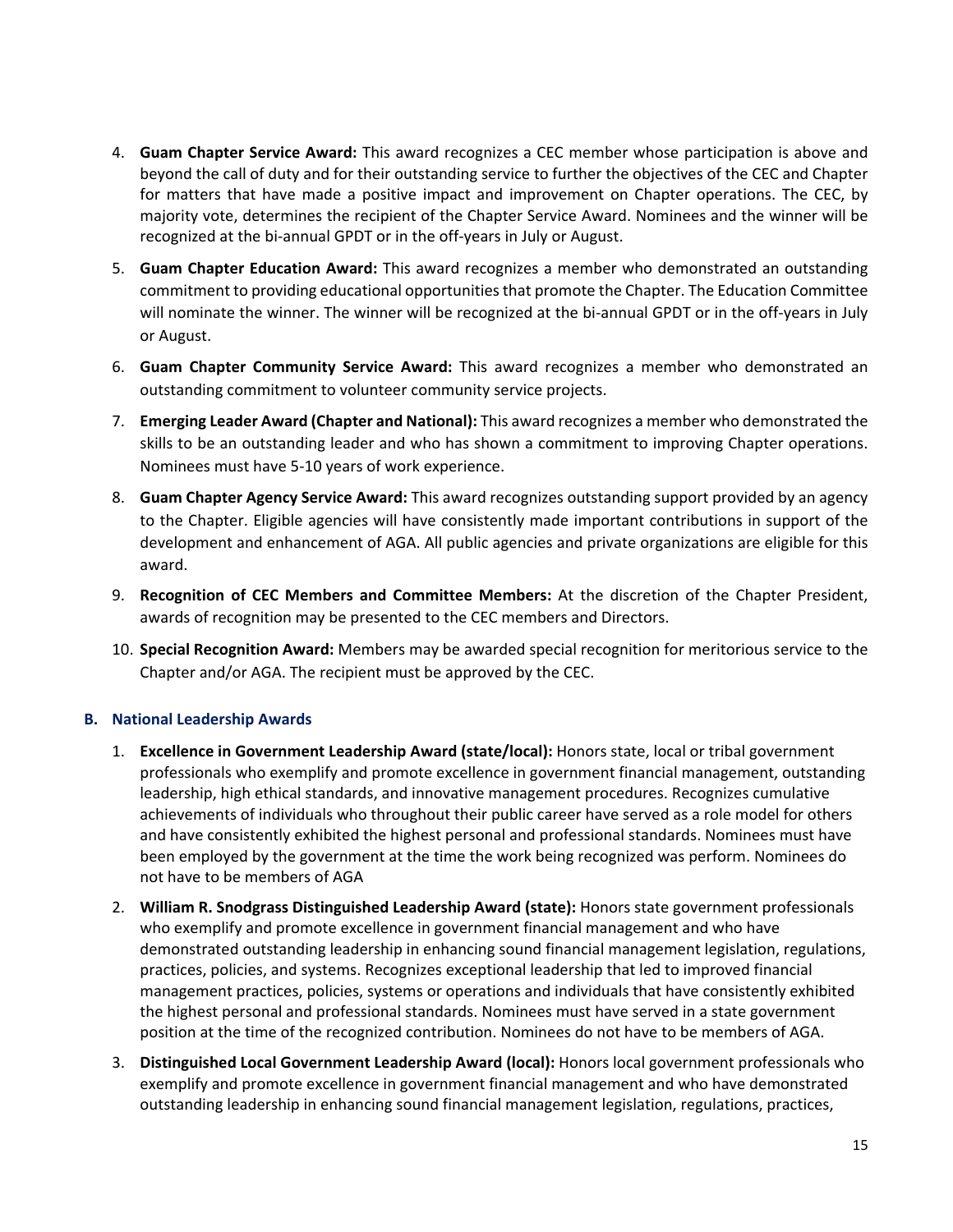4. **Guam Chapter Service Award:** This award recognizes a CEC member whose participation is above and beyond the call of duty and for their outstanding service to further the objectives of the CEC and Chapter for matters that have made a positive impact and improvement on Chapter operations. The CEC, by majority vote, determines the recipient of the Chapter Service Award. Nominees and the winner will be recognized at the bi-annual GPDT or in the off-years in July or August.

5. **Guam Chapter Education Award:** This award recognizes a member who demonstrated an outstanding commitment to providing educational opportunities that promote the Chapter. The Education Committee will nominate the winner. The winner will be recognized at the bi-annual GPDT or in the off-years in July or August.

6. **Guam Chapter Community Service Award:** This award recognizes a member who demonstrated an outstanding commitment to volunteer community service projects.

7. **Emerging Leader Award (Chapter and National):** This award recognizes a member who demonstrated the skills to be an outstanding leader and who has shown a commitment to improving Chapter operations. Nominees must have 5-10 years of work experience.

8. **Guam Chapter Agency Service Award:** This award recognizes outstanding support provided by an agency to the Chapter. Eligible agencies will have consistently made important contributions in support of the development and enhancement of AGA. All public agencies and private organizations are eligible for this award.

9. **Recognition of CEC Members and Committee Members:** At the discretion of the Chapter President, awards of recognition may be presented to the CEC members and Directors.

10. **Special Recognition Award:** Members may be awarded special recognition for meritorious service to the Chapter and/or AGA. The recipient must be approved by the CEC.

### B. National Leadership Awards

1. **Excellence in Government Leadership Award (state/local):** Honors state, local or tribal government professionals who exemplify and promote excellence in government financial management, outstanding leadership, high ethical standards, and innovative management procedures. Recognizes cumulative achievements of individuals who throughout their public career have served as a role model for others and have consistently exhibited the highest personal and professional standards. Nominees must have been employed by the government at the time the work being recognized was perform. Nominees do not have to be members of AGA

2. **William R. Snodgrass Distinguished Leadership Award (state):** Honors state government professionals who exemplify and promote excellence in government financial management and who have demonstrated outstanding leadership in enhancing sound financial management legislation, regulations, practices, policies, and systems. Recognizes exceptional leadership that led to improved financial management practices, policies, systems or operations and individuals that have consistently exhibited the highest personal and professional standards. Nominees must have served in a state government position at the time of the recognized contribution. Nominees do not have to be members of AGA.

3. **Distinguished Local Government Leadership Award (local):** Honors local government professionals who exemplify and promote excellence in government financial management and who have demonstrated outstanding leadership in enhancing sound financial management legislation, regulations, practices,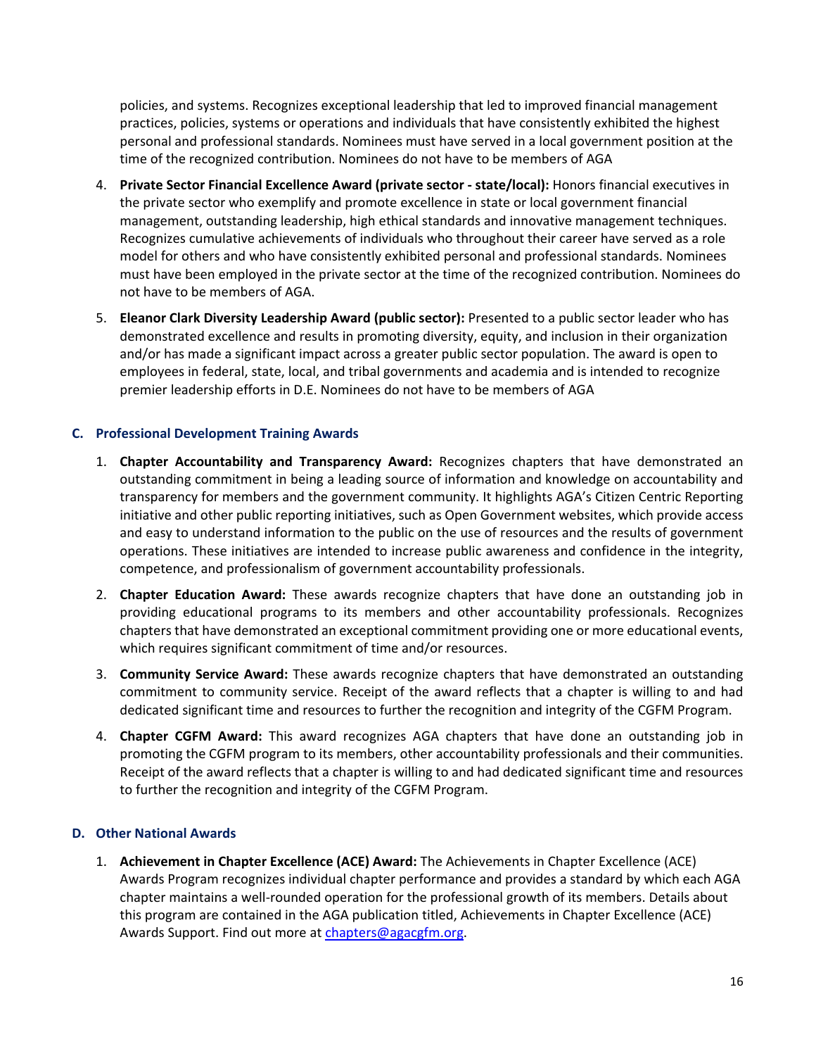policies, and systems. Recognizes exceptional leadership that led to improved financial management practices, policies, systems or operations and individuals that have consistently exhibited the highest personal and professional standards. Nominees must have served in a local government position at the time of the recognized contribution. Nominees do not have to be members of AGA

4. **Private Sector Financial Excellence Award (private sector - state/local):** Honors financial executives in the private sector who exemplify and promote excellence in state or local government financial management, outstanding leadership, high ethical standards and innovative management techniques. Recognizes cumulative achievements of individuals who throughout their career have served as a role model for others and who have consistently exhibited personal and professional standards. Nominees must have been employed in the private sector at the time of the recognized contribution. Nominees do not have to be members of AGA.

5. **Eleanor Clark Diversity Leadership Award (public sector):** Presented to a public sector leader who has demonstrated excellence and results in promoting diversity, equity, and inclusion in their organization and/or has made a significant impact across a greater public sector population. The award is open to employees in federal, state, local, and tribal governments and academia and is intended to recognize premier leadership efforts in D.E. Nominees do not have to be members of AGA

### C. Professional Development Training Awards

1. **Chapter Accountability and Transparency Award:** Recognizes chapters that have demonstrated an outstanding commitment in being a leading source of information and knowledge on accountability and transparency for members and the government community. It highlights AGA's Citizen Centric Reporting initiative and other public reporting initiatives, such as Open Government websites, which provide access and easy to understand information to the public on the use of resources and the results of government operations. These initiatives are intended to increase public awareness and confidence in the integrity, competence, and professionalism of government accountability professionals.

2. **Chapter Education Award:** These awards recognize chapters that have done an outstanding job in providing educational programs to its members and other accountability professionals. Recognizes chapters that have demonstrated an exceptional commitment providing one or more educational events, which requires significant commitment of time and/or resources.

3. **Community Service Award:** These awards recognize chapters that have demonstrated an outstanding commitment to community service. Receipt of the award reflects that a chapter is willing to and had dedicated significant time and resources to further the recognition and integrity of the CGFM Program.

4. **Chapter CGFM Award:** This award recognizes AGA chapters that have done an outstanding job in promoting the CGFM program to its members, other accountability professionals and their communities. Receipt of the award reflects that a chapter is willing to and had dedicated significant time and resources to further the recognition and integrity of the CGFM Program.

### D. Other National Awards

1. **Achievement in Chapter Excellence (ACE) Award:** The Achievements in Chapter Excellence (ACE) Awards Program recognizes individual chapter performance and provides a standard by which each AGA chapter maintains a well-rounded operation for the professional growth of its members. Details about this program are contained in the AGA publication titled, Achievements in Chapter Excellence (ACE) Awards Support. Find out more at chapters@agacgfm.org.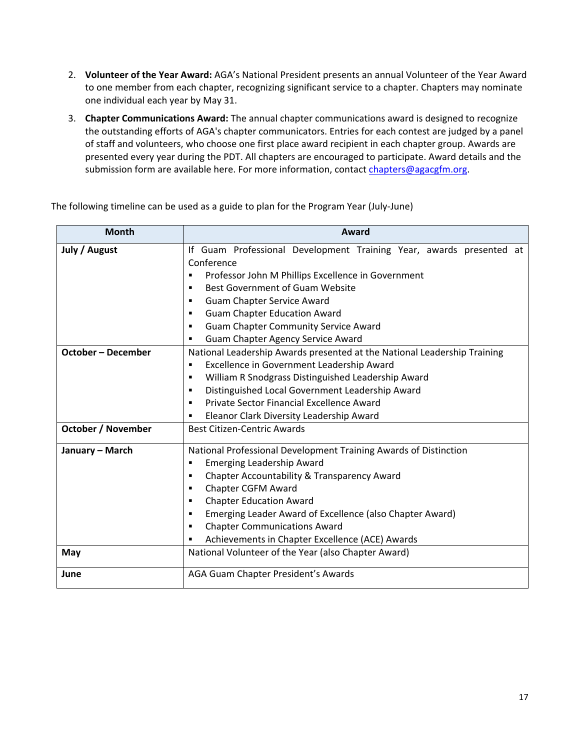2. **Volunteer of the Year Award:** AGA's National President presents an annual Volunteer of the Year Award to one member from each chapter, recognizing significant service to a chapter. Chapters may nominate one individual each year by May 31.

3. **Chapter Communications Award:** The annual chapter communications award is designed to recognize the outstanding efforts of AGA's chapter communicators. Entries for each contest are judged by a panel of staff and volunteers, who choose one first place award recipient in each chapter group. Awards are presented every year during the PDT. All chapters are encouraged to participate. Award details and the submission form are available here. For more information, contact chapters@agacgfm.org.

The following timeline can be used as a guide to plan for the Program Year (July-June)

| Month | Award |
|---|---|
| **July / August** | If Guam Professional Development Training Year, awards presented at Conference<br>▪ Professor John M Phillips Excellence in Government<br>▪ Best Government of Guam Website<br>▪ Guam Chapter Service Award<br>▪ Guam Chapter Education Award<br>▪ Guam Chapter Community Service Award<br>▪ Guam Chapter Agency Service Award |
| **October – December** | National Leadership Awards presented at the National Leadership Training<br>▪ Excellence in Government Leadership Award<br>▪ William R Snodgrass Distinguished Leadership Award<br>▪ Distinguished Local Government Leadership Award<br>▪ Private Sector Financial Excellence Award<br>▪ Eleanor Clark Diversity Leadership Award |
| **October / November** | Best Citizen-Centric Awards |
| **January – March** | National Professional Development Training Awards of Distinction<br>▪ Emerging Leadership Award<br>▪ Chapter Accountability & Transparency Award<br>▪ Chapter CGFM Award<br>▪ Chapter Education Award<br>▪ Emerging Leader Award of Excellence (also Chapter Award)<br>▪ Chapter Communications Award<br>▪ Achievements in Chapter Excellence (ACE) Awards |
| **May** | National Volunteer of the Year (also Chapter Award) |
| **June** | AGA Guam Chapter President's Awards |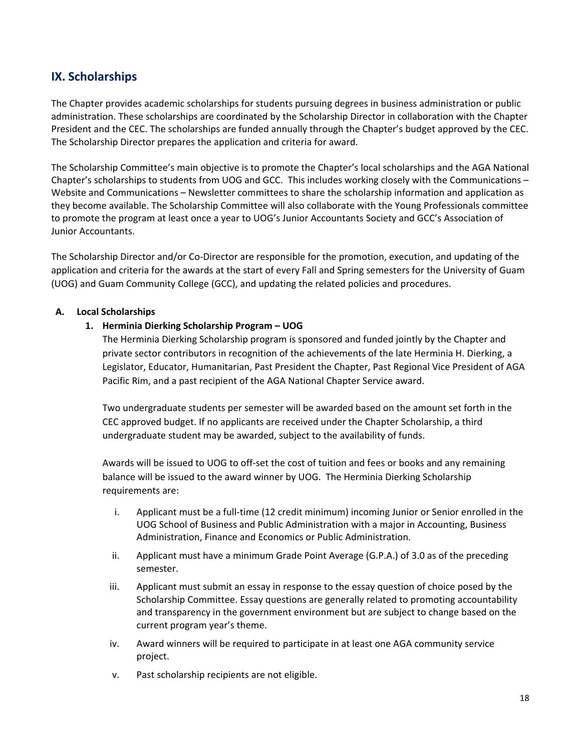## IX. Scholarships

The Chapter provides academic scholarships for students pursuing degrees in business administration or public administration. These scholarships are coordinated by the Scholarship Director in collaboration with the Chapter President and the CEC. The scholarships are funded annually through the Chapter's budget approved by the CEC. The Scholarship Director prepares the application and criteria for award.

The Scholarship Committee's main objective is to promote the Chapter's local scholarships and the AGA National Chapter's scholarships to students from UOG and GCC. This includes working closely with the Communications – Website and Communications – Newsletter committees to share the scholarship information and application as they become available. The Scholarship Committee will also collaborate with the Young Professionals committee to promote the program at least once a year to UOG's Junior Accountants Society and GCC's Association of Junior Accountants.

The Scholarship Director and/or Co-Director are responsible for the promotion, execution, and updating of the application and criteria for the awards at the start of every Fall and Spring semesters for the University of Guam (UOG) and Guam Community College (GCC), and updating the related policies and procedures.

**A. Local Scholarships**

**1. Herminia Dierking Scholarship Program – UOG**

The Herminia Dierking Scholarship program is sponsored and funded jointly by the Chapter and private sector contributors in recognition of the achievements of the late Herminia H. Dierking, a Legislator, Educator, Humanitarian, Past President the Chapter, Past Regional Vice President of AGA Pacific Rim, and a past recipient of the AGA National Chapter Service award.

Two undergraduate students per semester will be awarded based on the amount set forth in the CEC approved budget. If no applicants are received under the Chapter Scholarship, a third undergraduate student may be awarded, subject to the availability of funds.

Awards will be issued to UOG to off-set the cost of tuition and fees or books and any remaining balance will be issued to the award winner by UOG. The Herminia Dierking Scholarship requirements are:

i. Applicant must be a full-time (12 credit minimum) incoming Junior or Senior enrolled in the UOG School of Business and Public Administration with a major in Accounting, Business Administration, Finance and Economics or Public Administration.

ii. Applicant must have a minimum Grade Point Average (G.P.A.) of 3.0 as of the preceding semester.

iii. Applicant must submit an essay in response to the essay question of choice posed by the Scholarship Committee. Essay questions are generally related to promoting accountability and transparency in the government environment but are subject to change based on the current program year's theme.

iv. Award winners will be required to participate in at least one AGA community service project.

v. Past scholarship recipients are not eligible.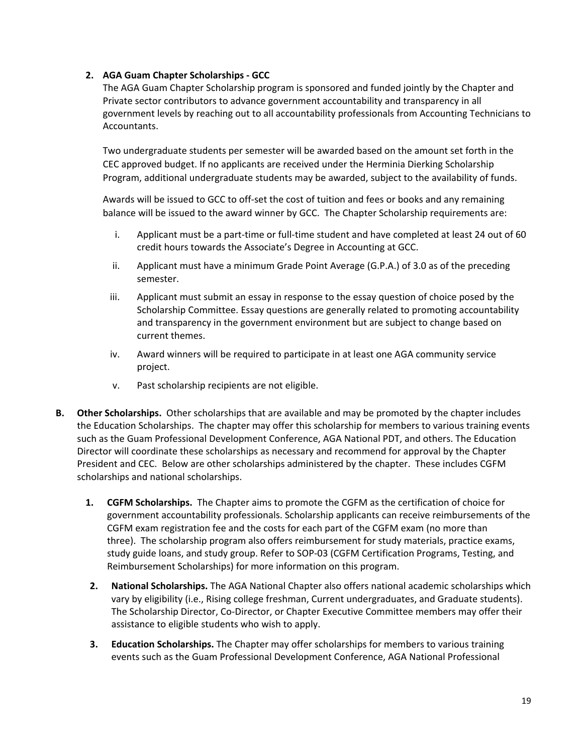2. **AGA Guam Chapter Scholarships - GCC**

   The AGA Guam Chapter Scholarship program is sponsored and funded jointly by the Chapter and Private sector contributors to advance government accountability and transparency in all government levels by reaching out to all accountability professionals from Accounting Technicians to Accountants.

   Two undergraduate students per semester will be awarded based on the amount set forth in the CEC approved budget. If no applicants are received under the Herminia Dierking Scholarship Program, additional undergraduate students may be awarded, subject to the availability of funds.

   Awards will be issued to GCC to off-set the cost of tuition and fees or books and any remaining balance will be issued to the award winner by GCC. The Chapter Scholarship requirements are:

   i. Applicant must be a part-time or full-time student and have completed at least 24 out of 60 credit hours towards the Associate's Degree in Accounting at GCC.

   ii. Applicant must have a minimum Grade Point Average (G.P.A.) of 3.0 as of the preceding semester.

   iii. Applicant must submit an essay in response to the essay question of choice posed by the Scholarship Committee. Essay questions are generally related to promoting accountability and transparency in the government environment but are subject to change based on current themes.

   iv. Award winners will be required to participate in at least one AGA community service project.

   v. Past scholarship recipients are not eligible.

**B. Other Scholarships.** Other scholarships that are available and may be promoted by the chapter includes the Education Scholarships. The chapter may offer this scholarship for members to various training events such as the Guam Professional Development Conference, AGA National PDT, and others. The Education Director will coordinate these scholarships as necessary and recommend for approval by the Chapter President and CEC. Below are other scholarships administered by the chapter. These includes CGFM scholarships and national scholarships.

1. **CGFM Scholarships.** The Chapter aims to promote the CGFM as the certification of choice for government accountability professionals. Scholarship applicants can receive reimbursements of the CGFM exam registration fee and the costs for each part of the CGFM exam (no more than three). The scholarship program also offers reimbursement for study materials, practice exams, study guide loans, and study group. Refer to SOP-03 (CGFM Certification Programs, Testing, and Reimbursement Scholarships) for more information on this program.

2. **National Scholarships.** The AGA National Chapter also offers national academic scholarships which vary by eligibility (i.e., Rising college freshman, Current undergraduates, and Graduate students). The Scholarship Director, Co-Director, or Chapter Executive Committee members may offer their assistance to eligible students who wish to apply.

3. **Education Scholarships.** The Chapter may offer scholarships for members to various training events such as the Guam Professional Development Conference, AGA National Professional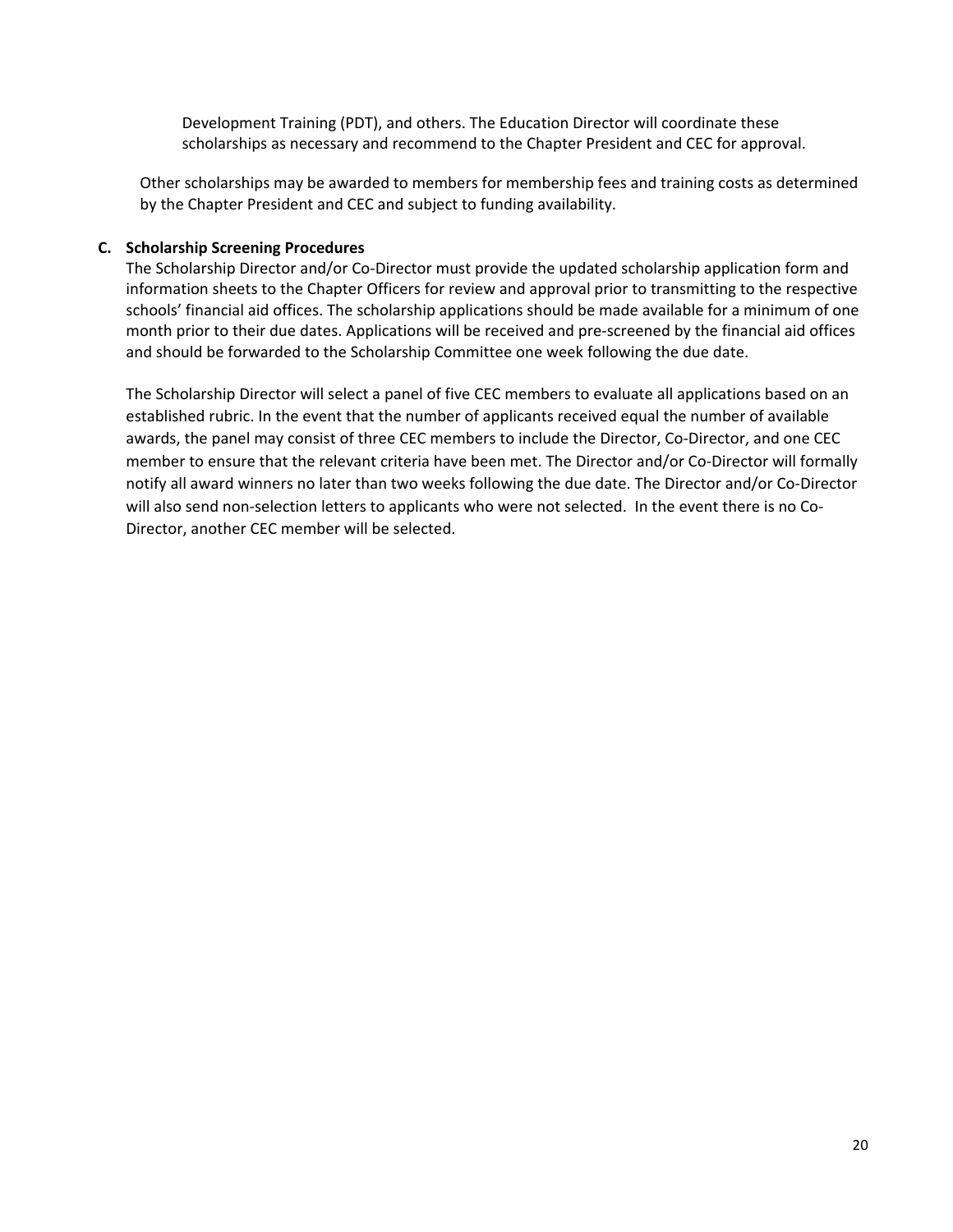Development Training (PDT), and others. The Education Director will coordinate these scholarships as necessary and recommend to the Chapter President and CEC for approval.

Other scholarships may be awarded to members for membership fees and training costs as determined by the Chapter President and CEC and subject to funding availability.

**C. Scholarship Screening Procedures**

The Scholarship Director and/or Co-Director must provide the updated scholarship application form and information sheets to the Chapter Officers for review and approval prior to transmitting to the respective schools' financial aid offices. The scholarship applications should be made available for a minimum of one month prior to their due dates. Applications will be received and pre-screened by the financial aid offices and should be forwarded to the Scholarship Committee one week following the due date.

The Scholarship Director will select a panel of five CEC members to evaluate all applications based on an established rubric. In the event that the number of applicants received equal the number of available awards, the panel may consist of three CEC members to include the Director, Co-Director, and one CEC member to ensure that the relevant criteria have been met. The Director and/or Co-Director will formally notify all award winners no later than two weeks following the due date. The Director and/or Co-Director will also send non-selection letters to applicants who were not selected. In the event there is no Co-Director, another CEC member will be selected.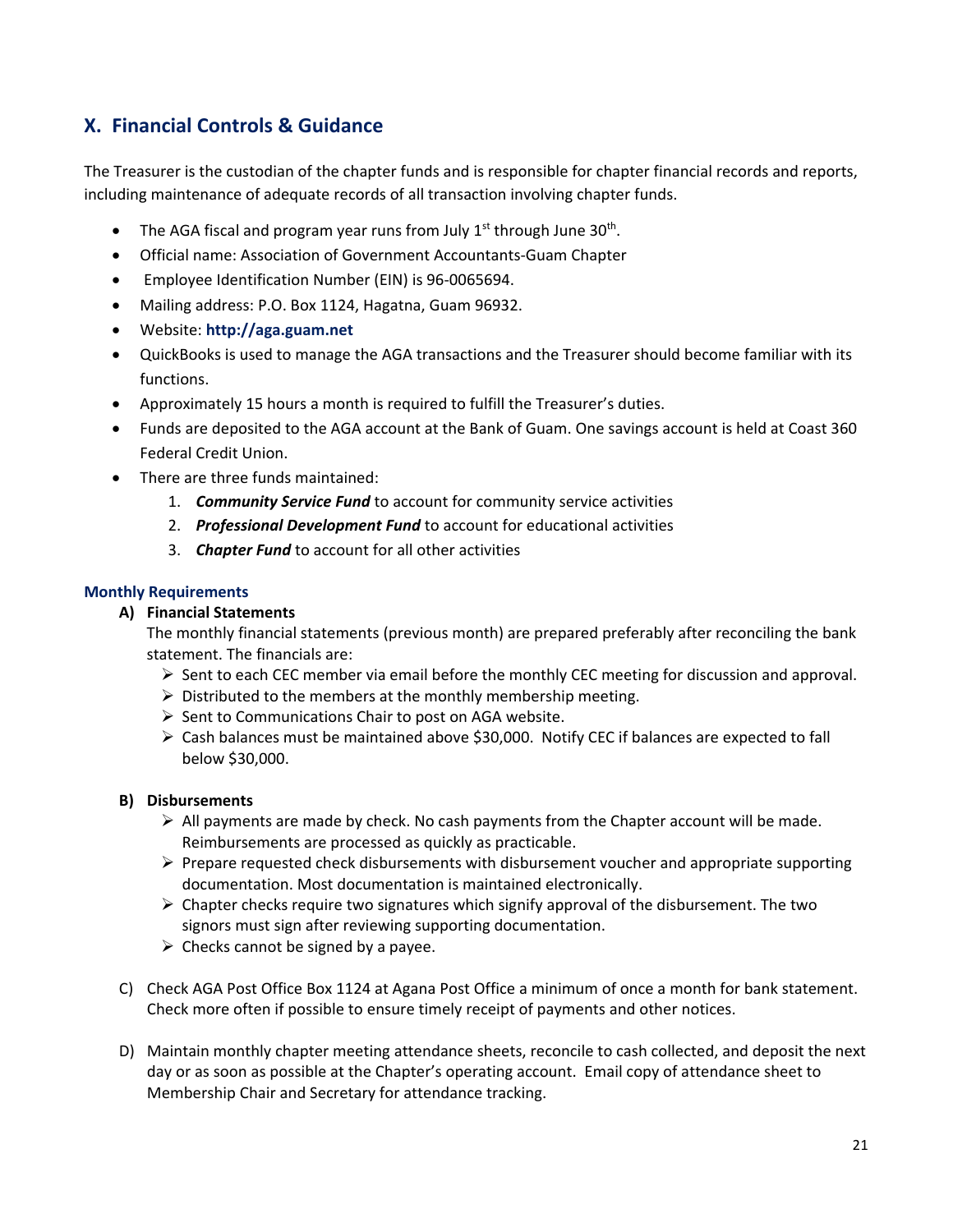## X. Financial Controls & Guidance

The Treasurer is the custodian of the chapter funds and is responsible for chapter financial records and reports, including maintenance of adequate records of all transaction involving chapter funds.

- The AGA fiscal and program year runs from July 1st through June 30th.
- Official name: Association of Government Accountants-Guam Chapter
- Employee Identification Number (EIN) is 96-0065694.
- Mailing address: P.O. Box 1124, Hagatna, Guam 96932.
- Website: **http://aga.guam.net**
- QuickBooks is used to manage the AGA transactions and the Treasurer should become familiar with its functions.
- Approximately 15 hours a month is required to fulfill the Treasurer's duties.
- Funds are deposited to the AGA account at the Bank of Guam. One savings account is held at Coast 360 Federal Credit Union.
- There are three funds maintained:
  1. ***Community Service Fund*** to account for community service activities
  2. ***Professional Development Fund*** to account for educational activities
  3. ***Chapter Fund*** to account for all other activities

### Monthly Requirements

**A) Financial Statements**

The monthly financial statements (previous month) are prepared preferably after reconciling the bank statement. The financials are:

- Sent to each CEC member via email before the monthly CEC meeting for discussion and approval.
- Distributed to the members at the monthly membership meeting.
- Sent to Communications Chair to post on AGA website.
- Cash balances must be maintained above $30,000. Notify CEC if balances are expected to fall below $30,000.

**B) Disbursements**

- All payments are made by check. No cash payments from the Chapter account will be made. Reimbursements are processed as quickly as practicable.
- Prepare requested check disbursements with disbursement voucher and appropriate supporting documentation. Most documentation is maintained electronically.
- Chapter checks require two signatures which signify approval of the disbursement. The two signors must sign after reviewing supporting documentation.
- Checks cannot be signed by a payee.

C) Check AGA Post Office Box 1124 at Agana Post Office a minimum of once a month for bank statement. Check more often if possible to ensure timely receipt of payments and other notices.

D) Maintain monthly chapter meeting attendance sheets, reconcile to cash collected, and deposit the next day or as soon as possible at the Chapter's operating account. Email copy of attendance sheet to Membership Chair and Secretary for attendance tracking.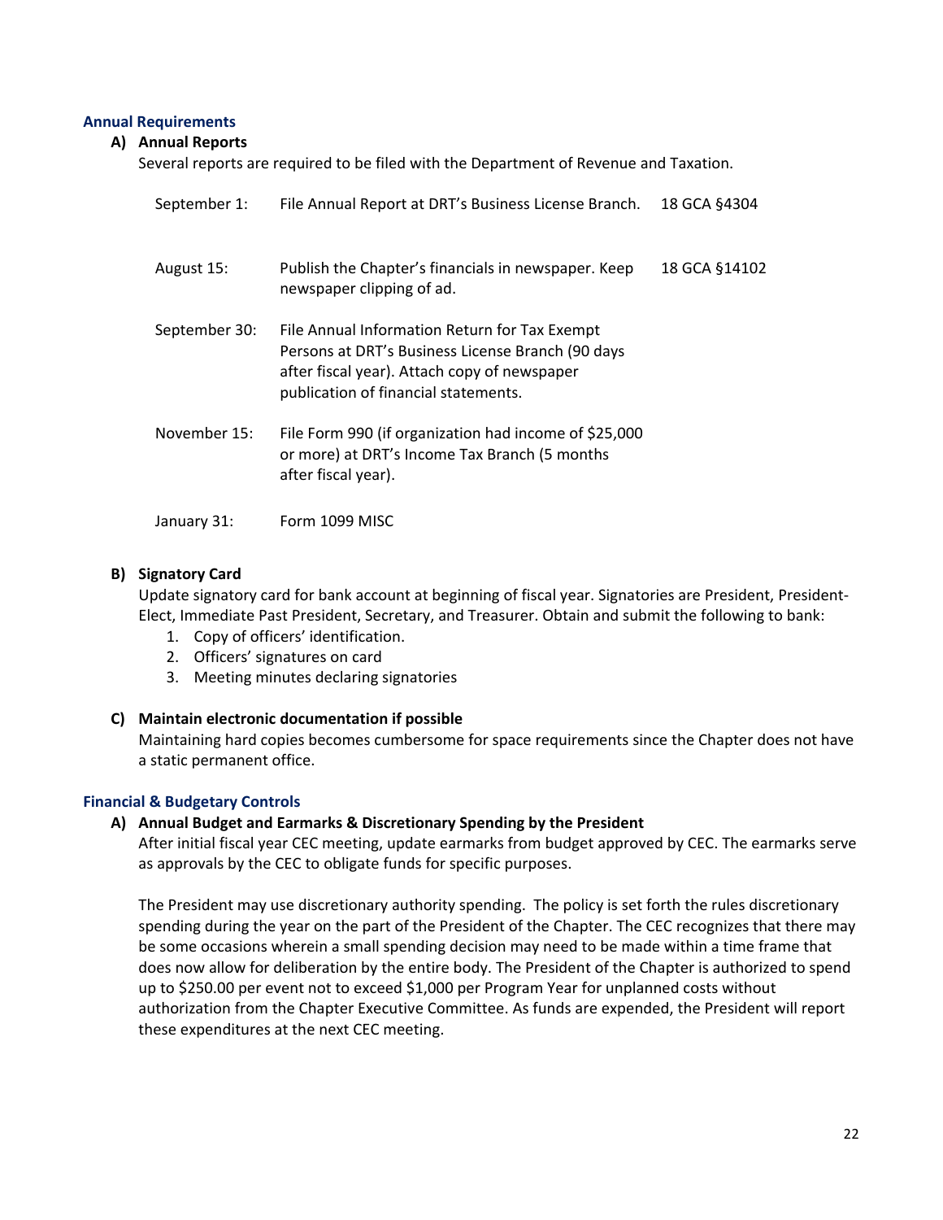## Annual Requirements

### A) Annual Reports

Several reports are required to be filed with the Department of Revenue and Taxation.

| | | |
|---|---|---|
| September 1: | File Annual Report at DRT's Business License Branch. | 18 GCA §4304 |
| August 15: | Publish the Chapter's financials in newspaper. Keep newspaper clipping of ad. | 18 GCA §14102 |
| September 30: | File Annual Information Return for Tax Exempt Persons at DRT's Business License Branch (90 days after fiscal year). Attach copy of newspaper publication of financial statements. | |
| November 15: | File Form 990 (if organization had income of $25,000 or more) at DRT's Income Tax Branch (5 months after fiscal year). | |
| January 31: | Form 1099 MISC | |

### B) Signatory Card

Update signatory card for bank account at beginning of fiscal year. Signatories are President, President-Elect, Immediate Past President, Secretary, and Treasurer. Obtain and submit the following to bank:

1. Copy of officers' identification.
2. Officers' signatures on card
3. Meeting minutes declaring signatories

### C) Maintain electronic documentation if possible

Maintaining hard copies becomes cumbersome for space requirements since the Chapter does not have a static permanent office.

## Financial & Budgetary Controls

### A) Annual Budget and Earmarks & Discretionary Spending by the President

After initial fiscal year CEC meeting, update earmarks from budget approved by CEC. The earmarks serve as approvals by the CEC to obligate funds for specific purposes.

The President may use discretionary authority spending. The policy is set forth the rules discretionary spending during the year on the part of the President of the Chapter. The CEC recognizes that there may be some occasions wherein a small spending decision may need to be made within a time frame that does now allow for deliberation by the entire body. The President of the Chapter is authorized to spend up to $250.00 per event not to exceed $1,000 per Program Year for unplanned costs without authorization from the Chapter Executive Committee. As funds are expended, the President will report these expenditures at the next CEC meeting.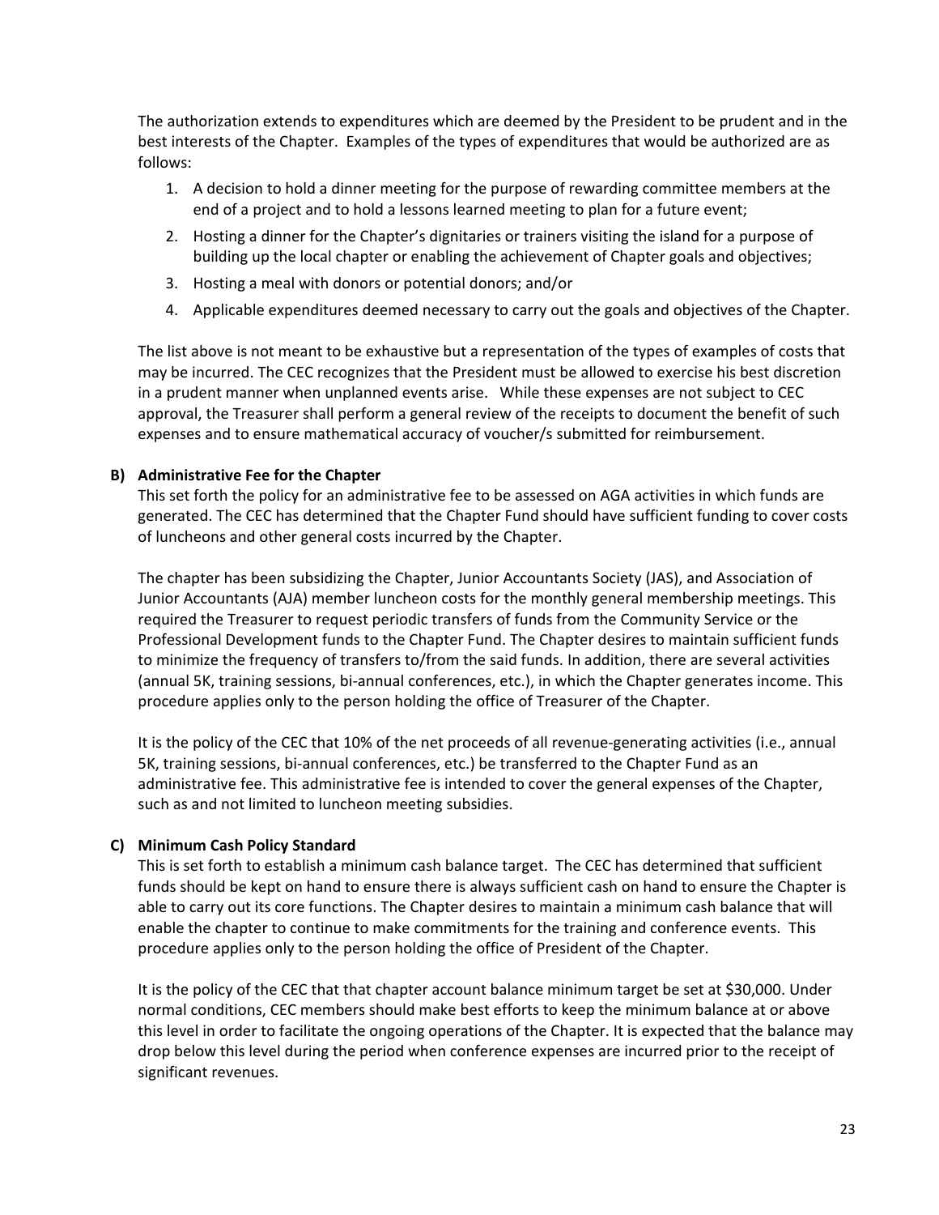The authorization extends to expenditures which are deemed by the President to be prudent and in the best interests of the Chapter. Examples of the types of expenditures that would be authorized are as follows:

1. A decision to hold a dinner meeting for the purpose of rewarding committee members at the end of a project and to hold a lessons learned meeting to plan for a future event;
2. Hosting a dinner for the Chapter's dignitaries or trainers visiting the island for a purpose of building up the local chapter or enabling the achievement of Chapter goals and objectives;
3. Hosting a meal with donors or potential donors; and/or
4. Applicable expenditures deemed necessary to carry out the goals and objectives of the Chapter.

The list above is not meant to be exhaustive but a representation of the types of examples of costs that may be incurred. The CEC recognizes that the President must be allowed to exercise his best discretion in a prudent manner when unplanned events arise. While these expenses are not subject to CEC approval, the Treasurer shall perform a general review of the receipts to document the benefit of such expenses and to ensure mathematical accuracy of voucher/s submitted for reimbursement.

**B) Administrative Fee for the Chapter**

This set forth the policy for an administrative fee to be assessed on AGA activities in which funds are generated. The CEC has determined that the Chapter Fund should have sufficient funding to cover costs of luncheons and other general costs incurred by the Chapter.

The chapter has been subsidizing the Chapter, Junior Accountants Society (JAS), and Association of Junior Accountants (AJA) member luncheon costs for the monthly general membership meetings. This required the Treasurer to request periodic transfers of funds from the Community Service or the Professional Development funds to the Chapter Fund. The Chapter desires to maintain sufficient funds to minimize the frequency of transfers to/from the said funds. In addition, there are several activities (annual 5K, training sessions, bi-annual conferences, etc.), in which the Chapter generates income. This procedure applies only to the person holding the office of Treasurer of the Chapter.

It is the policy of the CEC that 10% of the net proceeds of all revenue-generating activities (i.e., annual 5K, training sessions, bi-annual conferences, etc.) be transferred to the Chapter Fund as an administrative fee. This administrative fee is intended to cover the general expenses of the Chapter, such as and not limited to luncheon meeting subsidies.

**C) Minimum Cash Policy Standard**

This is set forth to establish a minimum cash balance target. The CEC has determined that sufficient funds should be kept on hand to ensure there is always sufficient cash on hand to ensure the Chapter is able to carry out its core functions. The Chapter desires to maintain a minimum cash balance that will enable the chapter to continue to make commitments for the training and conference events. This procedure applies only to the person holding the office of President of the Chapter.

It is the policy of the CEC that that chapter account balance minimum target be set at $30,000. Under normal conditions, CEC members should make best efforts to keep the minimum balance at or above this level in order to facilitate the ongoing operations of the Chapter. It is expected that the balance may drop below this level during the period when conference expenses are incurred prior to the receipt of significant revenues.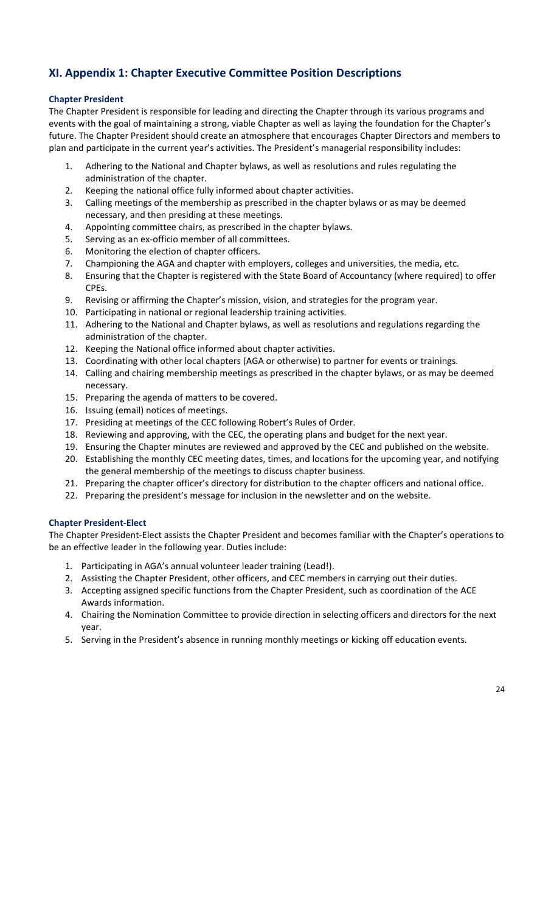## XI. Appendix 1: Chapter Executive Committee Position Descriptions

### Chapter President

The Chapter President is responsible for leading and directing the Chapter through its various programs and events with the goal of maintaining a strong, viable Chapter as well as laying the foundation for the Chapter's future. The Chapter President should create an atmosphere that encourages Chapter Directors and members to plan and participate in the current year's activities. The President's managerial responsibility includes:

1. Adhering to the National and Chapter bylaws, as well as resolutions and rules regulating the administration of the chapter.
2. Keeping the national office fully informed about chapter activities.
3. Calling meetings of the membership as prescribed in the chapter bylaws or as may be deemed necessary, and then presiding at these meetings.
4. Appointing committee chairs, as prescribed in the chapter bylaws.
5. Serving as an ex-officio member of all committees.
6. Monitoring the election of chapter officers.
7. Championing the AGA and chapter with employers, colleges and universities, the media, etc.
8. Ensuring that the Chapter is registered with the State Board of Accountancy (where required) to offer CPEs.
9. Revising or affirming the Chapter's mission, vision, and strategies for the program year.
10. Participating in national or regional leadership training activities.
11. Adhering to the National and Chapter bylaws, as well as resolutions and regulations regarding the administration of the chapter.
12. Keeping the National office informed about chapter activities.
13. Coordinating with other local chapters (AGA or otherwise) to partner for events or trainings.
14. Calling and chairing membership meetings as prescribed in the chapter bylaws, or as may be deemed necessary.
15. Preparing the agenda of matters to be covered.
16. Issuing (email) notices of meetings.
17. Presiding at meetings of the CEC following Robert's Rules of Order.
18. Reviewing and approving, with the CEC, the operating plans and budget for the next year.
19. Ensuring the Chapter minutes are reviewed and approved by the CEC and published on the website.
20. Establishing the monthly CEC meeting dates, times, and locations for the upcoming year, and notifying the general membership of the meetings to discuss chapter business.
21. Preparing the chapter officer's directory for distribution to the chapter officers and national office.
22. Preparing the president's message for inclusion in the newsletter and on the website.

### Chapter President-Elect

The Chapter President-Elect assists the Chapter President and becomes familiar with the Chapter's operations to be an effective leader in the following year. Duties include:

1. Participating in AGA's annual volunteer leader training (Lead!).
2. Assisting the Chapter President, other officers, and CEC members in carrying out their duties.
3. Accepting assigned specific functions from the Chapter President, such as coordination of the ACE Awards information.
4. Chairing the Nomination Committee to provide direction in selecting officers and directors for the next year.
5. Serving in the President's absence in running monthly meetings or kicking off education events.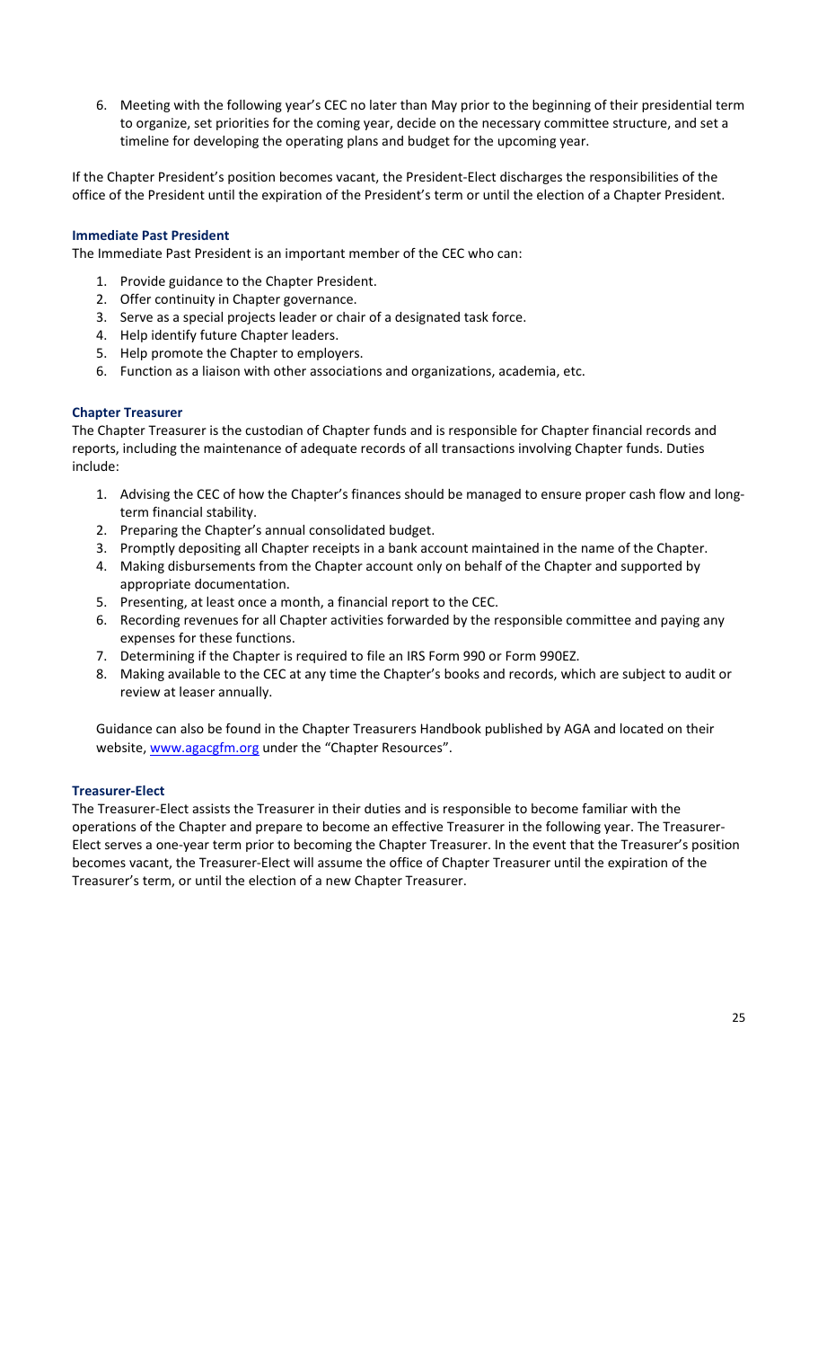6. Meeting with the following year's CEC no later than May prior to the beginning of their presidential term to organize, set priorities for the coming year, decide on the necessary committee structure, and set a timeline for developing the operating plans and budget for the upcoming year.

If the Chapter President's position becomes vacant, the President-Elect discharges the responsibilities of the office of the President until the expiration of the President's term or until the election of a Chapter President.

### Immediate Past President

The Immediate Past President is an important member of the CEC who can:

1. Provide guidance to the Chapter President.
2. Offer continuity in Chapter governance.
3. Serve as a special projects leader or chair of a designated task force.
4. Help identify future Chapter leaders.
5. Help promote the Chapter to employers.
6. Function as a liaison with other associations and organizations, academia, etc.

### Chapter Treasurer

The Chapter Treasurer is the custodian of Chapter funds and is responsible for Chapter financial records and reports, including the maintenance of adequate records of all transactions involving Chapter funds. Duties include:

1. Advising the CEC of how the Chapter's finances should be managed to ensure proper cash flow and long-term financial stability.
2. Preparing the Chapter's annual consolidated budget.
3. Promptly depositing all Chapter receipts in a bank account maintained in the name of the Chapter.
4. Making disbursements from the Chapter account only on behalf of the Chapter and supported by appropriate documentation.
5. Presenting, at least once a month, a financial report to the CEC.
6. Recording revenues for all Chapter activities forwarded by the responsible committee and paying any expenses for these functions.
7. Determining if the Chapter is required to file an IRS Form 990 or Form 990EZ.
8. Making available to the CEC at any time the Chapter's books and records, which are subject to audit or review at leaser annually.

Guidance can also be found in the Chapter Treasurers Handbook published by AGA and located on their website, [www.agacgfm.org](http://www.agacgfm.org) under the "Chapter Resources".

### Treasurer-Elect

The Treasurer-Elect assists the Treasurer in their duties and is responsible to become familiar with the operations of the Chapter and prepare to become an effective Treasurer in the following year. The Treasurer-Elect serves a one-year term prior to becoming the Chapter Treasurer. In the event that the Treasurer's position becomes vacant, the Treasurer-Elect will assume the office of Chapter Treasurer until the expiration of the Treasurer's term, or until the election of a new Chapter Treasurer.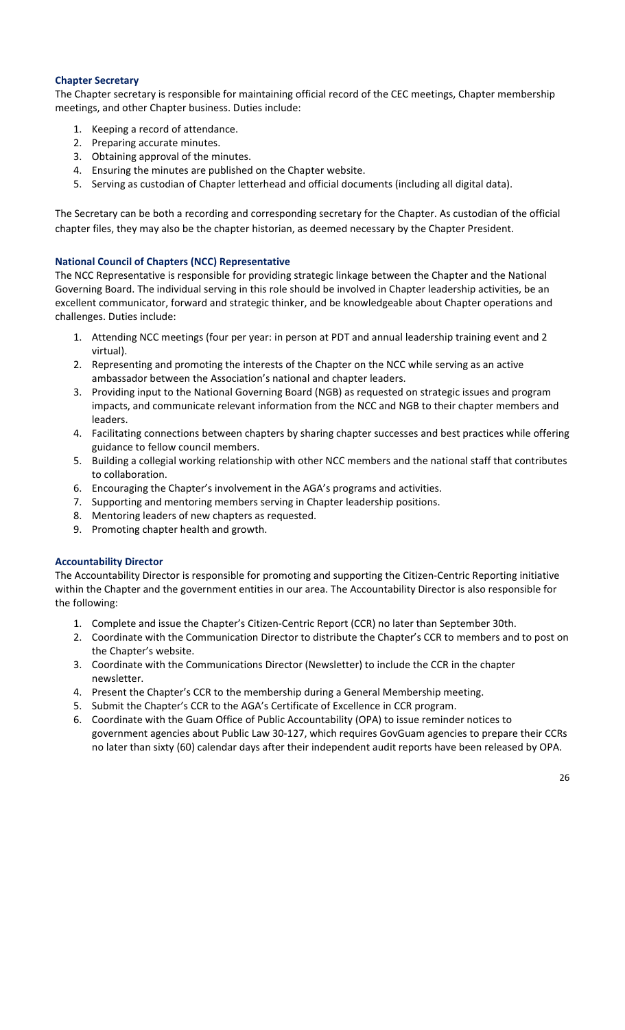**Chapter Secretary**

The Chapter secretary is responsible for maintaining official record of the CEC meetings, Chapter membership meetings, and other Chapter business. Duties include:

1. Keeping a record of attendance.
2. Preparing accurate minutes.
3. Obtaining approval of the minutes.
4. Ensuring the minutes are published on the Chapter website.
5. Serving as custodian of Chapter letterhead and official documents (including all digital data).

The Secretary can be both a recording and corresponding secretary for the Chapter. As custodian of the official chapter files, they may also be the chapter historian, as deemed necessary by the Chapter President.

**National Council of Chapters (NCC) Representative**

The NCC Representative is responsible for providing strategic linkage between the Chapter and the National Governing Board. The individual serving in this role should be involved in Chapter leadership activities, be an excellent communicator, forward and strategic thinker, and be knowledgeable about Chapter operations and challenges. Duties include:

1. Attending NCC meetings (four per year: in person at PDT and annual leadership training event and 2 virtual).
2. Representing and promoting the interests of the Chapter on the NCC while serving as an active ambassador between the Association's national and chapter leaders.
3. Providing input to the National Governing Board (NGB) as requested on strategic issues and program impacts, and communicate relevant information from the NCC and NGB to their chapter members and leaders.
4. Facilitating connections between chapters by sharing chapter successes and best practices while offering guidance to fellow council members.
5. Building a collegial working relationship with other NCC members and the national staff that contributes to collaboration.
6. Encouraging the Chapter's involvement in the AGA's programs and activities.
7. Supporting and mentoring members serving in Chapter leadership positions.
8. Mentoring leaders of new chapters as requested.
9. Promoting chapter health and growth.

**Accountability Director**

The Accountability Director is responsible for promoting and supporting the Citizen-Centric Reporting initiative within the Chapter and the government entities in our area. The Accountability Director is also responsible for the following:

1. Complete and issue the Chapter's Citizen-Centric Report (CCR) no later than September 30th.
2. Coordinate with the Communication Director to distribute the Chapter's CCR to members and to post on the Chapter's website.
3. Coordinate with the Communications Director (Newsletter) to include the CCR in the chapter newsletter.
4. Present the Chapter's CCR to the membership during a General Membership meeting.
5. Submit the Chapter's CCR to the AGA's Certificate of Excellence in CCR program.
6. Coordinate with the Guam Office of Public Accountability (OPA) to issue reminder notices to government agencies about Public Law 30-127, which requires GovGuam agencies to prepare their CCRs no later than sixty (60) calendar days after their independent audit reports have been released by OPA.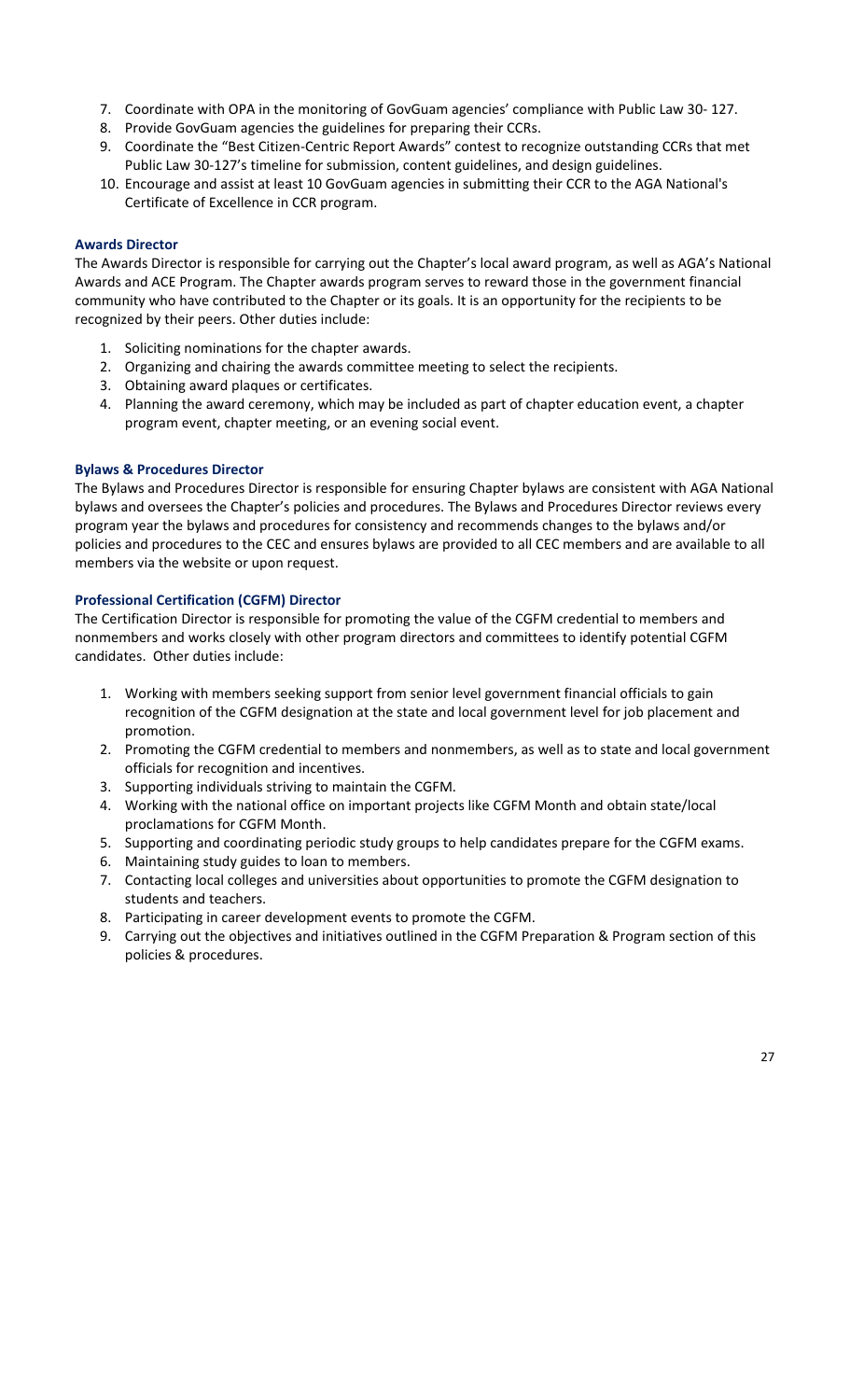7. Coordinate with OPA in the monitoring of GovGuam agencies' compliance with Public Law 30- 127.
8. Provide GovGuam agencies the guidelines for preparing their CCRs.
9. Coordinate the "Best Citizen-Centric Report Awards" contest to recognize outstanding CCRs that met Public Law 30-127's timeline for submission, content guidelines, and design guidelines.
10. Encourage and assist at least 10 GovGuam agencies in submitting their CCR to the AGA National's Certificate of Excellence in CCR program.

#### Awards Director

The Awards Director is responsible for carrying out the Chapter's local award program, as well as AGA's National Awards and ACE Program. The Chapter awards program serves to reward those in the government financial community who have contributed to the Chapter or its goals. It is an opportunity for the recipients to be recognized by their peers. Other duties include:

1. Soliciting nominations for the chapter awards.
2. Organizing and chairing the awards committee meeting to select the recipients.
3. Obtaining award plaques or certificates.
4. Planning the award ceremony, which may be included as part of chapter education event, a chapter program event, chapter meeting, or an evening social event.

#### Bylaws & Procedures Director

The Bylaws and Procedures Director is responsible for ensuring Chapter bylaws are consistent with AGA National bylaws and oversees the Chapter's policies and procedures. The Bylaws and Procedures Director reviews every program year the bylaws and procedures for consistency and recommends changes to the bylaws and/or policies and procedures to the CEC and ensures bylaws are provided to all CEC members and are available to all members via the website or upon request.

#### Professional Certification (CGFM) Director

The Certification Director is responsible for promoting the value of the CGFM credential to members and nonmembers and works closely with other program directors and committees to identify potential CGFM candidates. Other duties include:

1. Working with members seeking support from senior level government financial officials to gain recognition of the CGFM designation at the state and local government level for job placement and promotion.
2. Promoting the CGFM credential to members and nonmembers, as well as to state and local government officials for recognition and incentives.
3. Supporting individuals striving to maintain the CGFM.
4. Working with the national office on important projects like CGFM Month and obtain state/local proclamations for CGFM Month.
5. Supporting and coordinating periodic study groups to help candidates prepare for the CGFM exams.
6. Maintaining study guides to loan to members.
7. Contacting local colleges and universities about opportunities to promote the CGFM designation to students and teachers.
8. Participating in career development events to promote the CGFM.
9. Carrying out the objectives and initiatives outlined in the CGFM Preparation & Program section of this policies & procedures.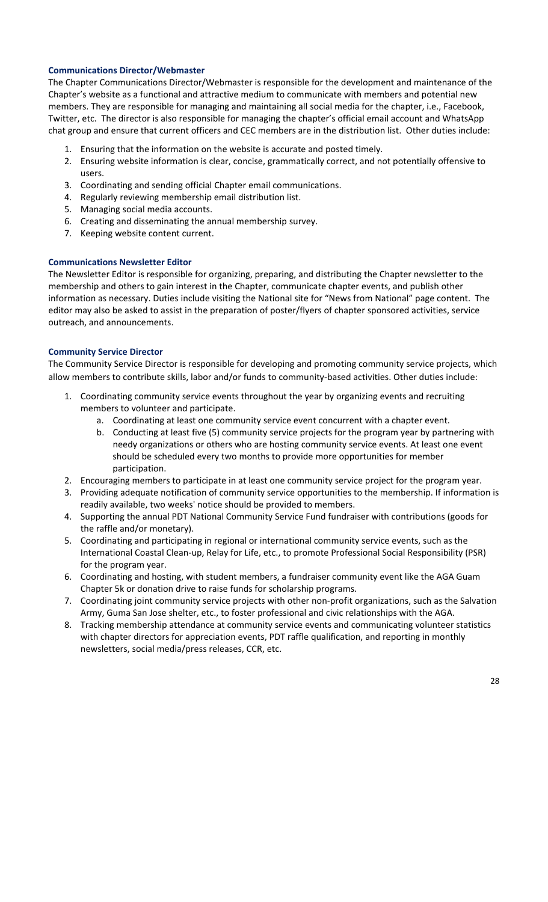### Communications Director/Webmaster

The Chapter Communications Director/Webmaster is responsible for the development and maintenance of the Chapter's website as a functional and attractive medium to communicate with members and potential new members. They are responsible for managing and maintaining all social media for the chapter, i.e., Facebook, Twitter, etc. The director is also responsible for managing the chapter's official email account and WhatsApp chat group and ensure that current officers and CEC members are in the distribution list. Other duties include:

1. Ensuring that the information on the website is accurate and posted timely.
2. Ensuring website information is clear, concise, grammatically correct, and not potentially offensive to users.
3. Coordinating and sending official Chapter email communications.
4. Regularly reviewing membership email distribution list.
5. Managing social media accounts.
6. Creating and disseminating the annual membership survey.
7. Keeping website content current.

### Communications Newsletter Editor

The Newsletter Editor is responsible for organizing, preparing, and distributing the Chapter newsletter to the membership and others to gain interest in the Chapter, communicate chapter events, and publish other information as necessary. Duties include visiting the National site for "News from National" page content. The editor may also be asked to assist in the preparation of poster/flyers of chapter sponsored activities, service outreach, and announcements.

### Community Service Director

The Community Service Director is responsible for developing and promoting community service projects, which allow members to contribute skills, labor and/or funds to community-based activities. Other duties include:

1. Coordinating community service events throughout the year by organizing events and recruiting members to volunteer and participate.
   a. Coordinating at least one community service event concurrent with a chapter event.
   b. Conducting at least five (5) community service projects for the program year by partnering with needy organizations or others who are hosting community service events. At least one event should be scheduled every two months to provide more opportunities for member participation.
2. Encouraging members to participate in at least one community service project for the program year.
3. Providing adequate notification of community service opportunities to the membership. If information is readily available, two weeks' notice should be provided to members.
4. Supporting the annual PDT National Community Service Fund fundraiser with contributions (goods for the raffle and/or monetary).
5. Coordinating and participating in regional or international community service events, such as the International Coastal Clean-up, Relay for Life, etc., to promote Professional Social Responsibility (PSR) for the program year.
6. Coordinating and hosting, with student members, a fundraiser community event like the AGA Guam Chapter 5k or donation drive to raise funds for scholarship programs.
7. Coordinating joint community service projects with other non-profit organizations, such as the Salvation Army, Guma San Jose shelter, etc., to foster professional and civic relationships with the AGA.
8. Tracking membership attendance at community service events and communicating volunteer statistics with chapter directors for appreciation events, PDT raffle qualification, and reporting in monthly newsletters, social media/press releases, CCR, etc.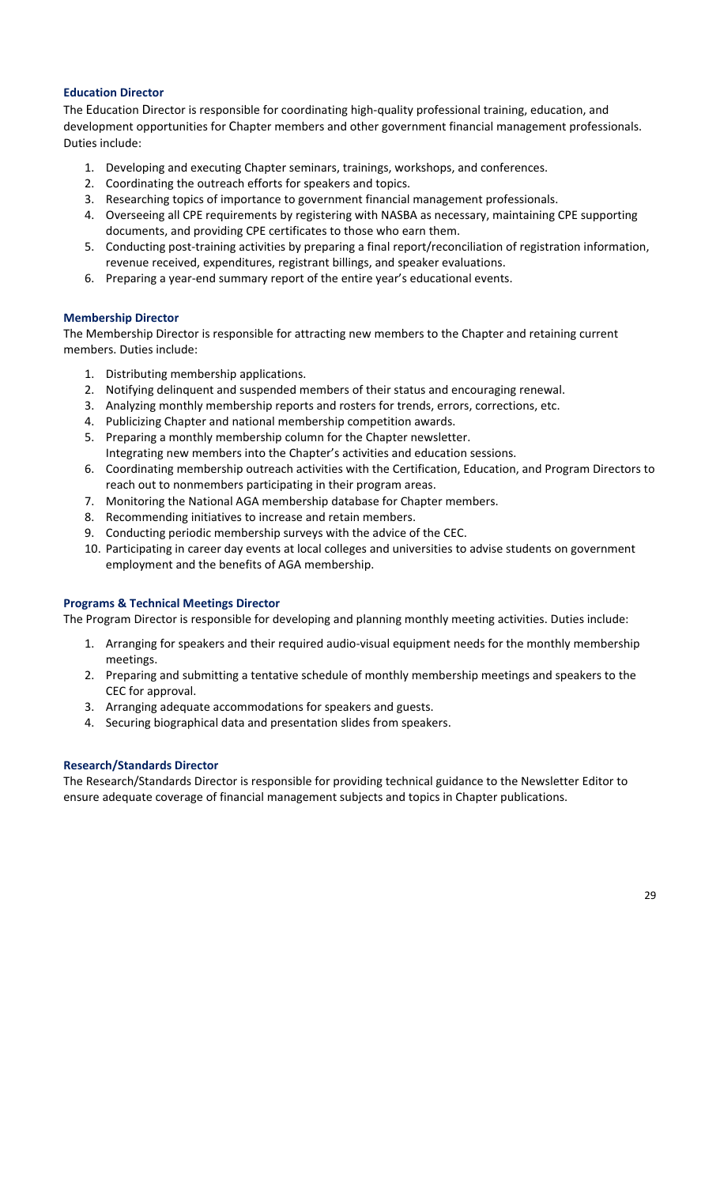### Education Director

The Education Director is responsible for coordinating high-quality professional training, education, and development opportunities for Chapter members and other government financial management professionals. Duties include:

1. Developing and executing Chapter seminars, trainings, workshops, and conferences.
2. Coordinating the outreach efforts for speakers and topics.
3. Researching topics of importance to government financial management professionals.
4. Overseeing all CPE requirements by registering with NASBA as necessary, maintaining CPE supporting documents, and providing CPE certificates to those who earn them.
5. Conducting post-training activities by preparing a final report/reconciliation of registration information, revenue received, expenditures, registrant billings, and speaker evaluations.
6. Preparing a year-end summary report of the entire year's educational events.

### Membership Director

The Membership Director is responsible for attracting new members to the Chapter and retaining current members. Duties include:

1. Distributing membership applications.
2. Notifying delinquent and suspended members of their status and encouraging renewal.
3. Analyzing monthly membership reports and rosters for trends, errors, corrections, etc.
4. Publicizing Chapter and national membership competition awards.
5. Preparing a monthly membership column for the Chapter newsletter.
   Integrating new members into the Chapter's activities and education sessions.
6. Coordinating membership outreach activities with the Certification, Education, and Program Directors to reach out to nonmembers participating in their program areas.
7. Monitoring the National AGA membership database for Chapter members.
8. Recommending initiatives to increase and retain members.
9. Conducting periodic membership surveys with the advice of the CEC.
10. Participating in career day events at local colleges and universities to advise students on government employment and the benefits of AGA membership.

### Programs & Technical Meetings Director

The Program Director is responsible for developing and planning monthly meeting activities. Duties include:

1. Arranging for speakers and their required audio-visual equipment needs for the monthly membership meetings.
2. Preparing and submitting a tentative schedule of monthly membership meetings and speakers to the CEC for approval.
3. Arranging adequate accommodations for speakers and guests.
4. Securing biographical data and presentation slides from speakers.

### Research/Standards Director

The Research/Standards Director is responsible for providing technical guidance to the Newsletter Editor to ensure adequate coverage of financial management subjects and topics in Chapter publications.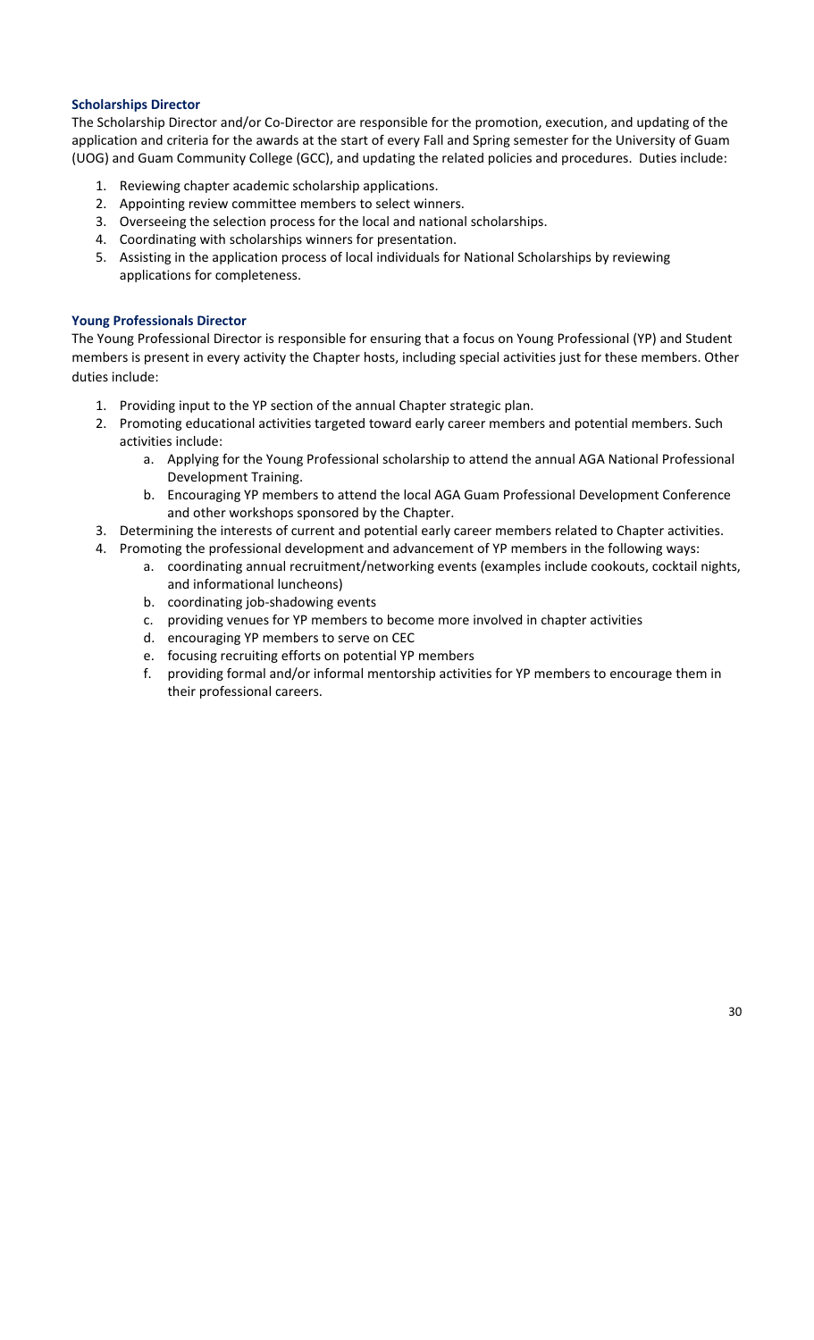### Scholarships Director

The Scholarship Director and/or Co-Director are responsible for the promotion, execution, and updating of the application and criteria for the awards at the start of every Fall and Spring semester for the University of Guam (UOG) and Guam Community College (GCC), and updating the related policies and procedures. Duties include:

1. Reviewing chapter academic scholarship applications.
2. Appointing review committee members to select winners.
3. Overseeing the selection process for the local and national scholarships.
4. Coordinating with scholarships winners for presentation.
5. Assisting in the application process of local individuals for National Scholarships by reviewing applications for completeness.

### Young Professionals Director

The Young Professional Director is responsible for ensuring that a focus on Young Professional (YP) and Student members is present in every activity the Chapter hosts, including special activities just for these members. Other duties include:

1. Providing input to the YP section of the annual Chapter strategic plan.
2. Promoting educational activities targeted toward early career members and potential members. Such activities include:
    a. Applying for the Young Professional scholarship to attend the annual AGA National Professional Development Training.
    b. Encouraging YP members to attend the local AGA Guam Professional Development Conference and other workshops sponsored by the Chapter.
3. Determining the interests of current and potential early career members related to Chapter activities.
4. Promoting the professional development and advancement of YP members in the following ways:
    a. coordinating annual recruitment/networking events (examples include cookouts, cocktail nights, and informational luncheons)
    b. coordinating job-shadowing events
    c. providing venues for YP members to become more involved in chapter activities
    d. encouraging YP members to serve on CEC
    e. focusing recruiting efforts on potential YP members
    f. providing formal and/or informal mentorship activities for YP members to encourage them in their professional careers.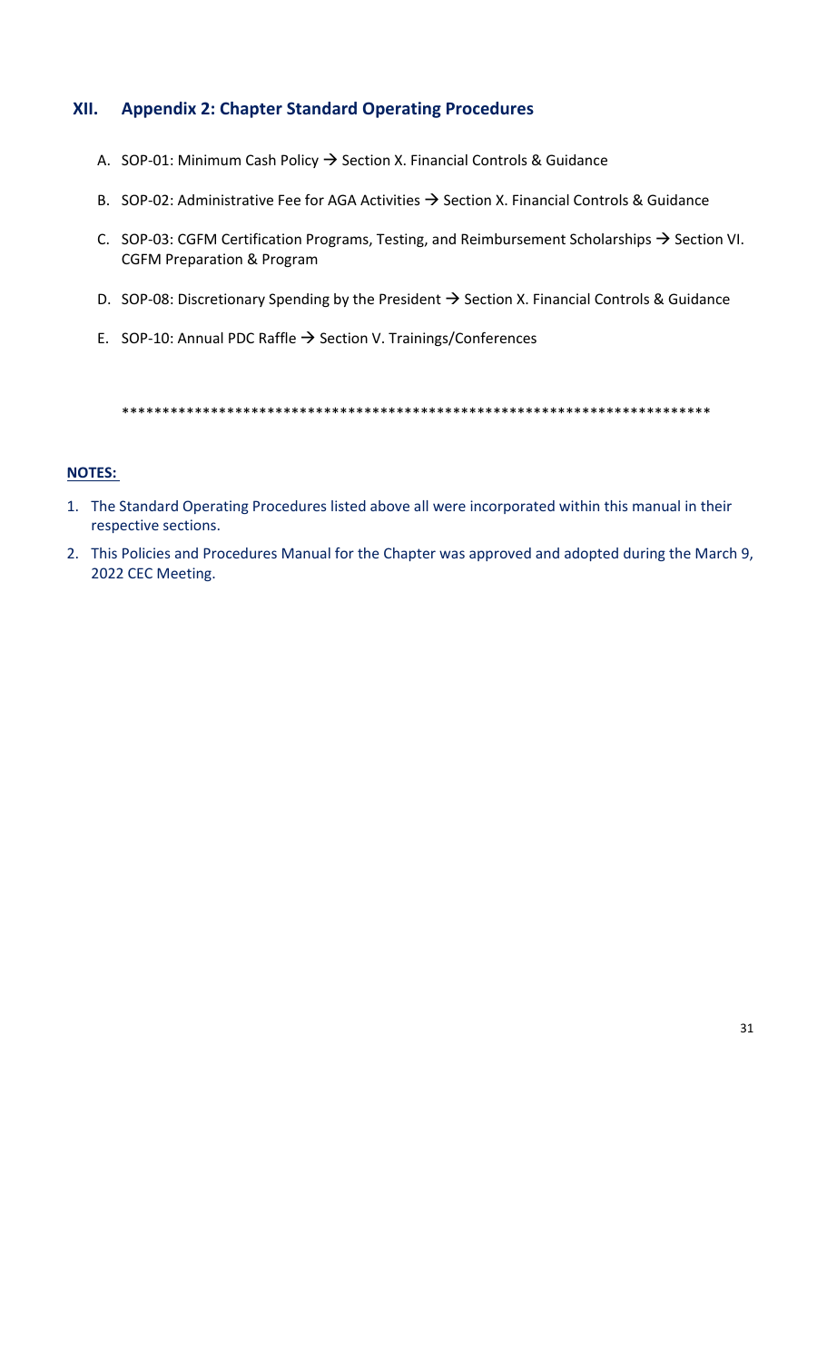## XII. Appendix 2: Chapter Standard Operating Procedures

A. SOP-01: Minimum Cash Policy → Section X. Financial Controls & Guidance

B. SOP-02: Administrative Fee for AGA Activities → Section X. Financial Controls & Guidance

C. SOP-03: CGFM Certification Programs, Testing, and Reimbursement Scholarships → Section VI. CGFM Preparation & Program

D. SOP-08: Discretionary Spending by the President → Section X. Financial Controls & Guidance

E. SOP-10: Annual PDC Raffle → Section V. Trainings/Conferences

***************************************************************************

**NOTES:**

1. The Standard Operating Procedures listed above all were incorporated within this manual in their respective sections.
2. This Policies and Procedures Manual for the Chapter was approved and adopted during the March 9, 2022 CEC Meeting.